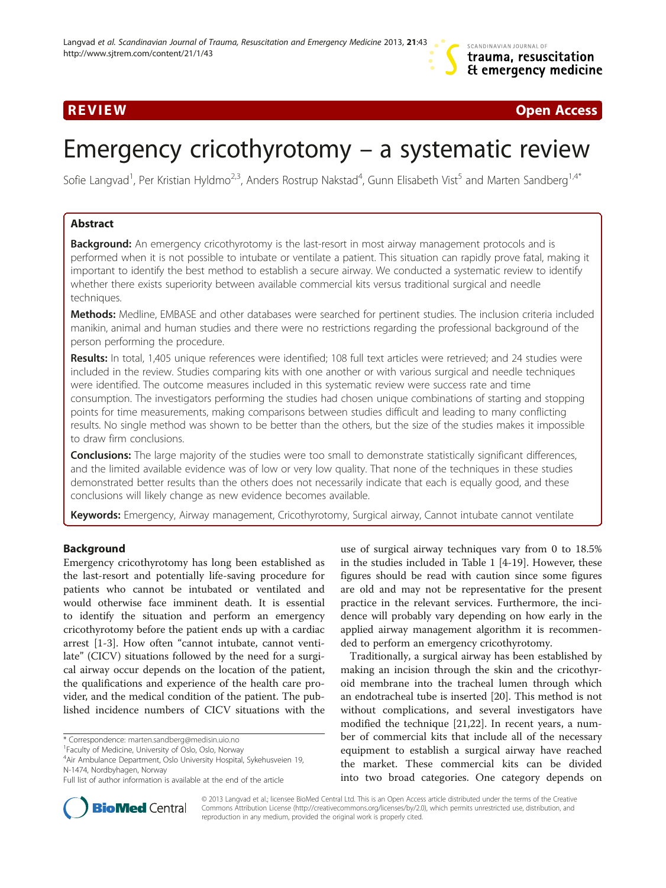REVIEW Open Access

# Emergency cricothyrotomy – a systematic review

Sofie Langvad[1], Per Kristian Hyldmo[2,3], Anders Rostrup Nakstad[4], Gunn Elisabeth Vist[5] and Marten Sandberg[1,4*]

## Abstract

**Background:** An emergency cricothyrotomy is the last-resort in most airway management protocols and is performed when it is not possible to intubate or ventilate a patient. This situation can rapidly prove fatal, making it important to identify the best method to establish a secure airway. We conducted a systematic review to identify whether there exists superiority between available commercial kits versus traditional surgical and needle techniques.

**Methods:** Medline, EMBASE and other databases were searched for pertinent studies. The inclusion criteria included manikin, animal and human studies and there were no restrictions regarding the professional background of the person performing the procedure.

**Results:** In total, 1,405 unique references were identified; 108 full text articles were retrieved; and 24 studies were included in the review. Studies comparing kits with one another or with various surgical and needle techniques were identified. The outcome measures included in this systematic review were success rate and time consumption. The investigators performing the studies had chosen unique combinations of starting and stopping points for time measurements, making comparisons between studies difficult and leading to many conflicting results. No single method was shown to be better than the others, but the size of the studies makes it impossible to draw firm conclusions.

**Conclusions:** The large majority of the studies were too small to demonstrate statistically significant differences, and the limited available evidence was of low or very low quality. That none of the techniques in these studies demonstrated better results than the others does not necessarily indicate that each is equally good, and these conclusions will likely change as new evidence becomes available.

**Keywords:** Emergency, Airway management, Cricothyrotomy, Surgical airway, Cannot intubate cannot ventilate

## Background

Emergency cricothyrotomy has long been established as the last-resort and potentially life-saving procedure for patients who cannot be intubated or ventilated and would otherwise face imminent death. It is essential to identify the situation and perform an emergency cricothyrotomy before the patient ends up with a cardiac arrest [1-3]. How often "cannot intubate, cannot ventilate" (CICV) situations followed by the need for a surgical airway occur depends on the location of the patient, the qualifications and experience of the health care provider, and the medical condition of the patient. The published incidence numbers of CICV situations with the use of surgical airway techniques vary from 0 to 18.5% in the studies included in Table 1 [4-19]. However, these figures should be read with caution since some figures are old and may not be representative for the present practice in the relevant services. Furthermore, the incidence will probably vary depending on how early in the applied airway management algorithm it is recommended to perform an emergency cricothyrotomy.

Traditionally, a surgical airway has been established by making an incision through the skin and the cricothyroid membrane into the tracheal lumen through which an endotracheal tube is inserted [20]. This method is not without complications, and several investigators have modified the technique [21,22]. In recent years, a number of commercial kits that include all of the necessary equipment to establish a surgical airway have reached the market. These commercial kits can be divided into two broad categories. One category depends on

\* Correspondence: marten.sandberg@medisin.uio.no
[1]Faculty of Medicine, University of Oslo, Oslo, Norway
[4]Air Ambulance Department, Oslo University Hospital, Sykehusveien 19, N-1474, Nordbyhagen, Norway
Full list of author information is available at the end of the article

© 2013 Langvad et al.; licensee BioMed Central Ltd. This is an Open Access article distributed under the terms of the Creative Commons Attribution License (http://creativecommons.org/licenses/by/2.0), which permits unrestricted use, distribution, and reproduction in any medium, provided the original work is properly cited.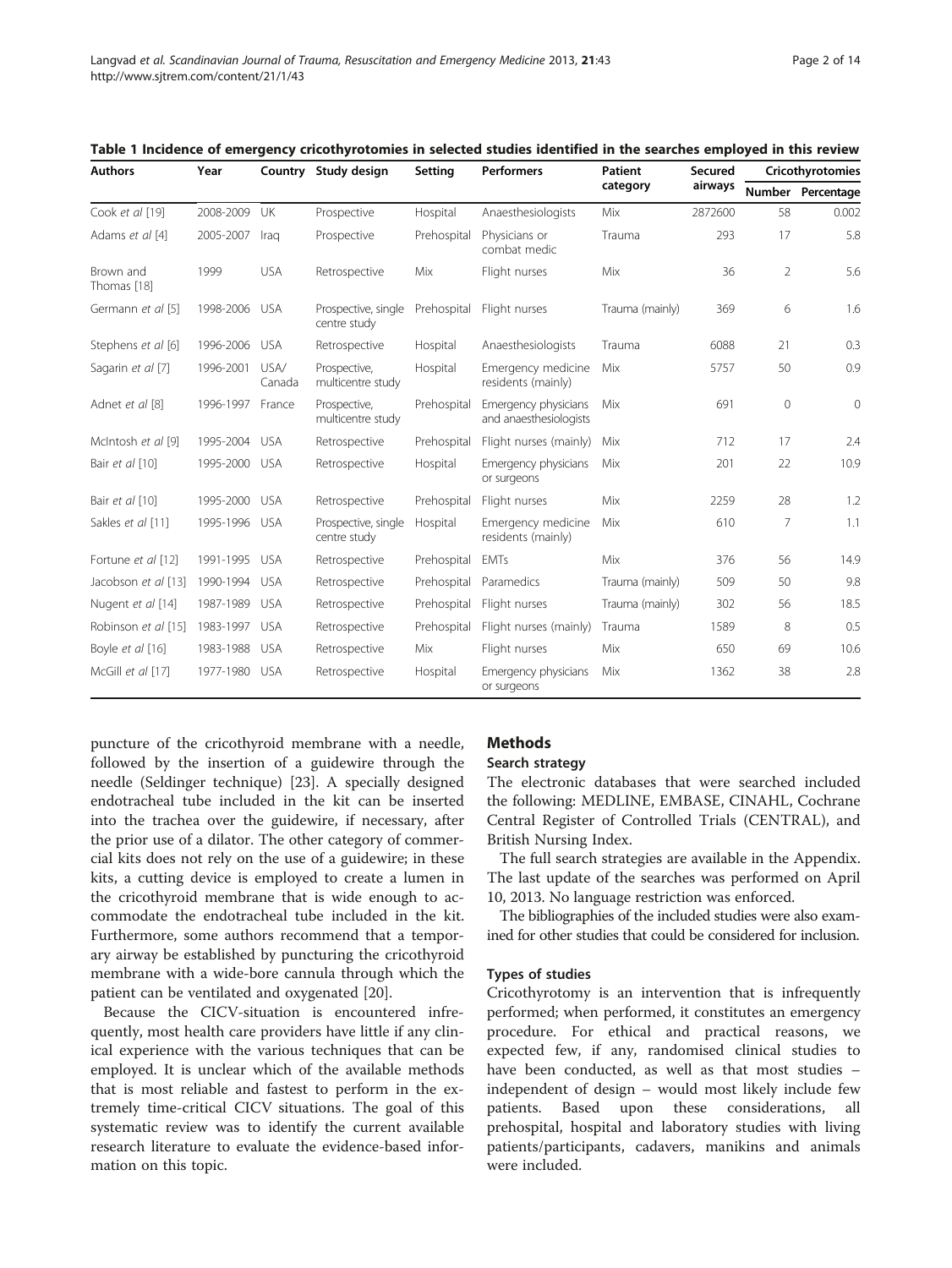**Table 1 Incidence of emergency cricothyrotomies in selected studies identified in the searches employed in this review**

| Authors | Year | Country | Study design | Setting | Performers | Patient category | Secured airways | Cricothyrotomies | |
|---|---|---|---|---|---|---|---|---|---|
| | | | | | | | | Number | Percentage |
| Cook *et al* [19] | 2008-2009 | UK | Prospective | Hospital | Anaesthesiologists | Mix | 2872600 | 58 | 0.002 |
| Adams *et al* [4] | 2005-2007 | Iraq | Prospective | Prehospital | Physicians or combat medic | Trauma | 293 | 17 | 5.8 |
| Brown and Thomas [18] | 1999 | USA | Retrospective | Mix | Flight nurses | Mix | 36 | 2 | 5.6 |
| Germann *et al* [5] | 1998-2006 | USA | Prospective, single centre study | Prehospital | Flight nurses | Trauma (mainly) | 369 | 6 | 1.6 |
| Stephens *et al* [6] | 1996-2006 | USA | Retrospective | Hospital | Anaesthesiologists | Trauma | 6088 | 21 | 0.3 |
| Sagarin *et al* [7] | 1996-2001 | USA/ Canada | Prospective, multicentre study | Hospital | Emergency medicine residents (mainly) | Mix | 5757 | 50 | 0.9 |
| Adnet *et al* [8] | 1996-1997 | France | Prospective, multicentre study | Prehospital | Emergency physicians and anaesthesiologists | Mix | 691 | 0 | 0 |
| McIntosh *et al* [9] | 1995-2004 | USA | Retrospective | Prehospital | Flight nurses (mainly) | Mix | 712 | 17 | 2.4 |
| Bair *et al* [10] | 1995-2000 | USA | Retrospective | Hospital | Emergency physicians or surgeons | Mix | 201 | 22 | 10.9 |
| Bair *et al* [10] | 1995-2000 | USA | Retrospective | Prehospital | Flight nurses | Mix | 2259 | 28 | 1.2 |
| Sakles *et al* [11] | 1995-1996 | USA | Prospective, single centre study | Hospital | Emergency medicine residents (mainly) | Mix | 610 | 7 | 1.1 |
| Fortune *et al* [12] | 1991-1995 | USA | Retrospective | Prehospital | EMTs | Mix | 376 | 56 | 14.9 |
| Jacobson *et al* [13] | 1990-1994 | USA | Retrospective | Prehospital | Paramedics | Trauma (mainly) | 509 | 50 | 9.8 |
| Nugent *et al* [14] | 1987-1989 | USA | Retrospective | Prehospital | Flight nurses | Trauma (mainly) | 302 | 56 | 18.5 |
| Robinson *et al* [15] | 1983-1997 | USA | Retrospective | Prehospital | Flight nurses (mainly) | Trauma | 1589 | 8 | 0.5 |
| Boyle *et al* [16] | 1983-1988 | USA | Retrospective | Mix | Flight nurses | Mix | 650 | 69 | 10.6 |
| McGill *et al* [17] | 1977-1980 | USA | Retrospective | Hospital | Emergency physicians or surgeons | Mix | 1362 | 38 | 2.8 |

puncture of the cricothyroid membrane with a needle, followed by the insertion of a guidewire through the needle (Seldinger technique) [23]. A specially designed endotracheal tube included in the kit can be inserted into the trachea over the guidewire, if necessary, after the prior use of a dilator. The other category of commercial kits does not rely on the use of a guidewire; in these kits, a cutting device is employed to create a lumen in the cricothyroid membrane that is wide enough to accommodate the endotracheal tube included in the kit. Furthermore, some authors recommend that a temporary airway be established by puncturing the cricothyroid membrane with a wide-bore cannula through which the patient can be ventilated and oxygenated [20].

Because the CICV-situation is encountered infrequently, most health care providers have little if any clinical experience with the various techniques that can be employed. It is unclear which of the available methods that is most reliable and fastest to perform in the extremely time-critical CICV situations. The goal of this systematic review was to identify the current available research literature to evaluate the evidence-based information on this topic.

## Methods

### Search strategy

The electronic databases that were searched included the following: MEDLINE, EMBASE, CINAHL, Cochrane Central Register of Controlled Trials (CENTRAL), and British Nursing Index.

The full search strategies are available in the Appendix. The last update of the searches was performed on April 10, 2013. No language restriction was enforced.

The bibliographies of the included studies were also examined for other studies that could be considered for inclusion.

### Types of studies

Cricothyrotomy is an intervention that is infrequently performed; when performed, it constitutes an emergency procedure. For ethical and practical reasons, we expected few, if any, randomised clinical studies to have been conducted, as well as that most studies – independent of design – would most likely include few patients. Based upon these considerations, all prehospital, hospital and laboratory studies with living patients/participants, cadavers, manikins and animals were included.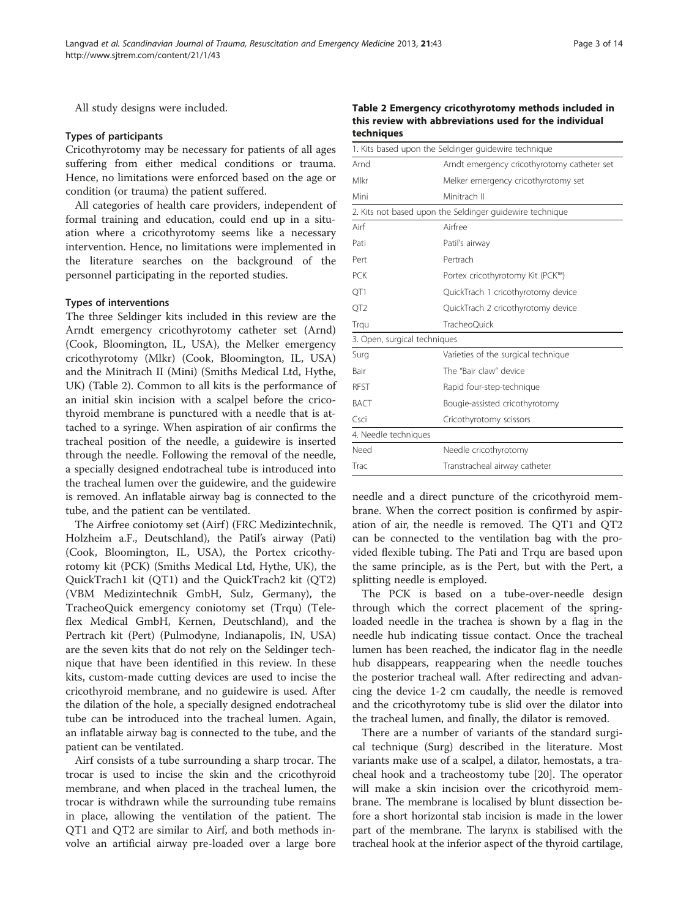All study designs were included.

### Types of participants

Cricothyrotomy may be necessary for patients of all ages suffering from either medical conditions or trauma. Hence, no limitations were enforced based on the age or condition (or trauma) the patient suffered.

All categories of health care providers, independent of formal training and education, could end up in a situation where a cricothyrotomy seems like a necessary intervention. Hence, no limitations were implemented in the literature searches on the background of the personnel participating in the reported studies.

### Types of interventions

The three Seldinger kits included in this review are the Arndt emergency cricothyrotomy catheter set (Arnd) (Cook, Bloomington, IL, USA), the Melker emergency cricothyrotomy (Mlkr) (Cook, Bloomington, IL, USA) and the Minitrach II (Mini) (Smiths Medical Ltd, Hythe, UK) (Table 2). Common to all kits is the performance of an initial skin incision with a scalpel before the cricothyroid membrane is punctured with a needle that is attached to a syringe. When aspiration of air confirms the tracheal position of the needle, a guidewire is inserted through the needle. Following the removal of the needle, a specially designed endotracheal tube is introduced into the tracheal lumen over the guidewire, and the guidewire is removed. An inflatable airway bag is connected to the tube, and the patient can be ventilated.

The Airfree coniotomy set (Airf) (FRC Medizintechnik, Holzheim a.F., Deutschland), the Patil's airway (Pati) (Cook, Bloomington, IL, USA), the Portex cricothyrotomy kit (PCK) (Smiths Medical Ltd, Hythe, UK), the QuickTrach1 kit (QT1) and the QuickTrach2 kit (QT2) (VBM Medizintechnik GmbH, Sulz, Germany), the TracheoQuick emergency coniotomy set (Trqu) (Teleflex Medical GmbH, Kernen, Deutschland), and the Pertrach kit (Pert) (Pulmodyne, Indianapolis, IN, USA) are the seven kits that do not rely on the Seldinger technique that have been identified in this review. In these kits, custom-made cutting devices are used to incise the cricothyroid membrane, and no guidewire is used. After the dilation of the hole, a specially designed endotracheal tube can be introduced into the tracheal lumen. Again, an inflatable airway bag is connected to the tube, and the patient can be ventilated.

Airf consists of a tube surrounding a sharp trocar. The trocar is used to incise the skin and the cricothyroid membrane, and when placed in the tracheal lumen, the trocar is withdrawn while the surrounding tube remains in place, allowing the ventilation of the patient. The QT1 and QT2 are similar to Airf, and both methods involve an artificial airway pre-loaded over a large bore needle and a direct puncture of the cricothyroid membrane. When the correct position is confirmed by aspiration of air, the needle is removed. The QT1 and QT2 can be connected to the ventilation bag with the provided flexible tubing. The Pati and Trqu are based upon the same principle, as is the Pert, but with the Pert, a splitting needle is employed.

**Table 2 Emergency cricothyrotomy methods included in this review with abbreviations used for the individual techniques**

| | |
|---|---|
| 1. Kits based upon the Seldinger guidewire technique | |
| Arnd | Arndt emergency cricothyrotomy catheter set |
| Mlkr | Melker emergency cricothyrotomy set |
| Mini | Minitrach II |
| 2. Kits not based upon the Seldinger guidewire technique | |
| Airf | Airfree |
| Pati | Patil's airway |
| Pert | Pertrach |
| PCK | Portex cricothyrotomy Kit (PCK™) |
| QT1 | QuickTrach 1 cricothyrotomy device |
| QT2 | QuickTrach 2 cricothyrotomy device |
| Trqu | TracheoQuick |
| 3. Open, surgical techniques | |
| Surg | Varieties of the surgical technique |
| Bair | The "Bair claw" device |
| RFST | Rapid four-step-technique |
| BACT | Bougie-assisted cricothyrotomy |
| Csci | Cricothyrotomy scissors |
| 4. Needle techniques | |
| Need | Needle cricothyrotomy |
| Trac | Transtracheal airway catheter |

The PCK is based on a tube-over-needle design through which the correct placement of the spring-loaded needle in the trachea is shown by a flag in the needle hub indicating tissue contact. Once the tracheal lumen has been reached, the indicator flag in the needle hub disappears, reappearing when the needle touches the posterior tracheal wall. After redirecting and advancing the device 1-2 cm caudally, the needle is removed and the cricothyrotomy tube is slid over the dilator into the tracheal lumen, and finally, the dilator is removed.

There are a number of variants of the standard surgical technique (Surg) described in the literature. Most variants make use of a scalpel, a dilator, hemostats, a tracheal hook and a tracheostomy tube [20]. The operator will make a skin incision over the cricothyroid membrane. The membrane is localised by blunt dissection before a short horizontal stab incision is made in the lower part of the membrane. The larynx is stabilised with the tracheal hook at the inferior aspect of the thyroid cartilage,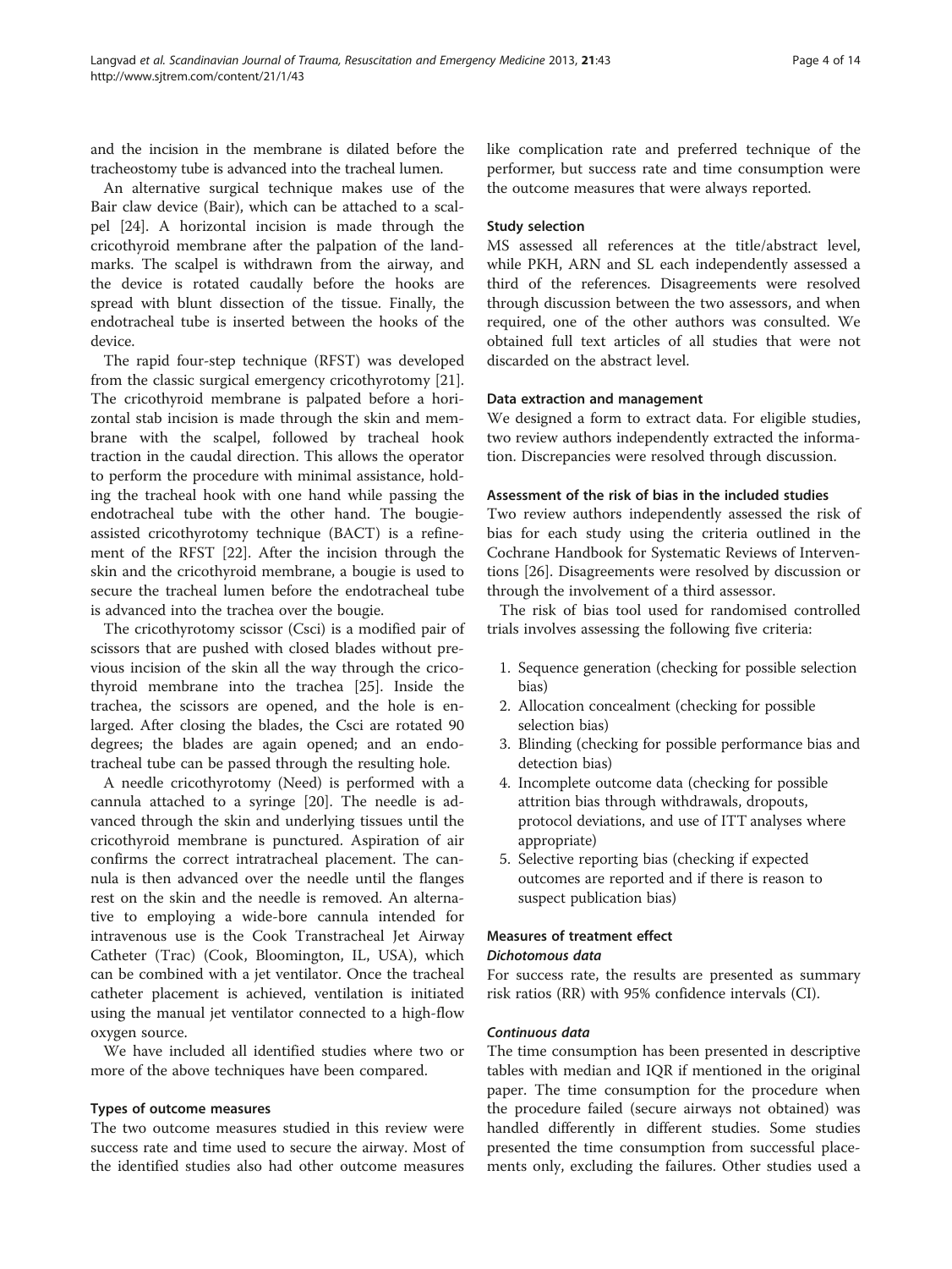and the incision in the membrane is dilated before the tracheostomy tube is advanced into the tracheal lumen.

An alternative surgical technique makes use of the Bair claw device (Bair), which can be attached to a scalpel [24]. A horizontal incision is made through the cricothyroid membrane after the palpation of the landmarks. The scalpel is withdrawn from the airway, and the device is rotated caudally before the hooks are spread with blunt dissection of the tissue. Finally, the endotracheal tube is inserted between the hooks of the device.

The rapid four-step technique (RFST) was developed from the classic surgical emergency cricothyrotomy [21]. The cricothyroid membrane is palpated before a horizontal stab incision is made through the skin and membrane with the scalpel, followed by tracheal hook traction in the caudal direction. This allows the operator to perform the procedure with minimal assistance, holding the tracheal hook with one hand while passing the endotracheal tube with the other hand. The bougie-assisted cricothyrotomy technique (BACT) is a refinement of the RFST [22]. After the incision through the skin and the cricothyroid membrane, a bougie is used to secure the tracheal lumen before the endotracheal tube is advanced into the trachea over the bougie.

The cricothyrotomy scissor (Csci) is a modified pair of scissors that are pushed with closed blades without previous incision of the skin all the way through the cricothyroid membrane into the trachea [25]. Inside the trachea, the scissors are opened, and the hole is enlarged. After closing the blades, the Csci are rotated 90 degrees; the blades are again opened; and an endotracheal tube can be passed through the resulting hole.

A needle cricothyrotomy (Need) is performed with a cannula attached to a syringe [20]. The needle is advanced through the skin and underlying tissues until the cricothyroid membrane is punctured. Aspiration of air confirms the correct intratracheal placement. The cannula is then advanced over the needle until the flanges rest on the skin and the needle is removed. An alternative to employing a wide-bore cannula intended for intravenous use is the Cook Transtracheal Jet Airway Catheter (Trac) (Cook, Bloomington, IL, USA), which can be combined with a jet ventilator. Once the tracheal catheter placement is achieved, ventilation is initiated using the manual jet ventilator connected to a high-flow oxygen source.

We have included all identified studies where two or more of the above techniques have been compared.

#### Types of outcome measures

The two outcome measures studied in this review were success rate and time used to secure the airway. Most of the identified studies also had other outcome measures like complication rate and preferred technique of the performer, but success rate and time consumption were the outcome measures that were always reported.

#### Study selection

MS assessed all references at the title/abstract level, while PKH, ARN and SL each independently assessed a third of the references. Disagreements were resolved through discussion between the two assessors, and when required, one of the other authors was consulted. We obtained full text articles of all studies that were not discarded on the abstract level.

#### Data extraction and management

We designed a form to extract data. For eligible studies, two review authors independently extracted the information. Discrepancies were resolved through discussion.

#### Assessment of the risk of bias in the included studies

Two review authors independently assessed the risk of bias for each study using the criteria outlined in the Cochrane Handbook for Systematic Reviews of Interventions [26]. Disagreements were resolved by discussion or through the involvement of a third assessor.

The risk of bias tool used for randomised controlled trials involves assessing the following five criteria:

1. Sequence generation (checking for possible selection bias)
2. Allocation concealment (checking for possible selection bias)
3. Blinding (checking for possible performance bias and detection bias)
4. Incomplete outcome data (checking for possible attrition bias through withdrawals, dropouts, protocol deviations, and use of ITT analyses where appropriate)
5. Selective reporting bias (checking if expected outcomes are reported and if there is reason to suspect publication bias)

#### Measures of treatment effect

##### *Dichotomous data*

For success rate, the results are presented as summary risk ratios (RR) with 95% confidence intervals (CI).

##### *Continuous data*

The time consumption has been presented in descriptive tables with median and IQR if mentioned in the original paper. The time consumption for the procedure when the procedure failed (secure airways not obtained) was handled differently in different studies. Some studies presented the time consumption from successful placements only, excluding the failures. Other studies used a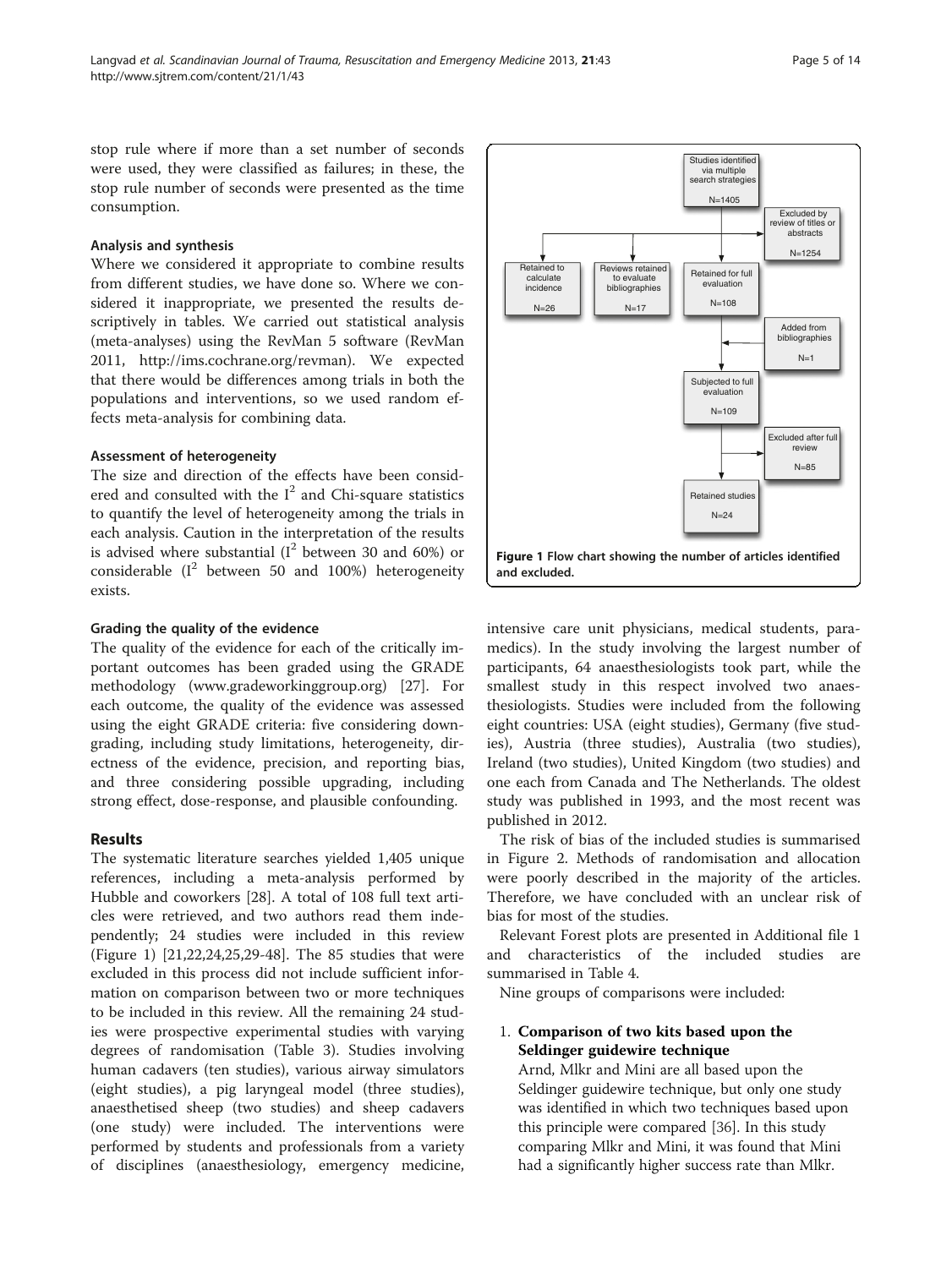stop rule where if more than a set number of seconds were used, they were classified as failures; in these, the stop rule number of seconds were presented as the time consumption.

#### Analysis and synthesis

Where we considered it appropriate to combine results from different studies, we have done so. Where we considered it inappropriate, we presented the results descriptively in tables. We carried out statistical analysis (meta-analyses) using the RevMan 5 software (RevMan 2011, http://ims.cochrane.org/revman). We expected that there would be differences among trials in both the populations and interventions, so we used random effects meta-analysis for combining data.

#### Assessment of heterogeneity

The size and direction of the effects have been considered and consulted with the $I^2$ and Chi-square statistics to quantify the level of heterogeneity among the trials in each analysis. Caution in the interpretation of the results is advised where substantial ($I^2$ between 30 and 60%) or considerable ($I^2$ between 50 and 100%) heterogeneity exists.

#### Grading the quality of the evidence

The quality of the evidence for each of the critically important outcomes has been graded using the GRADE methodology (www.gradeworkinggroup.org) [27]. For each outcome, the quality of the evidence was assessed using the eight GRADE criteria: five considering downgrading, including study limitations, heterogeneity, directness of the evidence, precision, and reporting bias, and three considering possible upgrading, including strong effect, dose-response, and plausible confounding.

## Results

The systematic literature searches yielded 1,405 unique references, including a meta-analysis performed by Hubble and coworkers [28]. A total of 108 full text articles were retrieved, and two authors read them independently; 24 studies were included in this review (Figure 1) [21,22,24,25,29-48]. The 85 studies that were excluded in this process did not include sufficient information on comparison between two or more techniques to be included in this review. All the remaining 24 studies were prospective experimental studies with varying degrees of randomisation (Table 3). Studies involving human cadavers (ten studies), various airway simulators (eight studies), a pig laryngeal model (three studies), anaesthetised sheep (two studies) and sheep cadavers (one study) were included. The interventions were performed by students and professionals from a variety of disciplines (anaesthesiology, emergency medicine, intensive care unit physicians, medical students, paramedics). In the study involving the largest number of participants, 64 anaesthesiologists took part, while the smallest study in this respect involved two anaesthesiologists. Studies were included from the following eight countries: USA (eight studies), Germany (five studies), Austria (three studies), Australia (two studies), Ireland (two studies), United Kingdom (two studies) and one each from Canada and The Netherlands. The oldest study was published in 1993, and the most recent was published in 2012.

Studies identified via multiple search strategies N=1405

Excluded by review of titles or abstracts N=1254

Retained to calculate incidence N=26

Reviews retained to evaluate bibliographies N=17

Retained for full evaluation N=108

Added from bibliographies N=1

Subjected to full evaluation N=109

Excluded after full review N=85

Retained studies N=24

**Figure 1 Flow chart showing the number of articles identified and excluded.**

The risk of bias of the included studies is summarised in Figure 2. Methods of randomisation and allocation were poorly described in the majority of the articles. Therefore, we have concluded with an unclear risk of bias for most of the studies.

Relevant Forest plots are presented in Additional file 1 and characteristics of the included studies are summarised in Table 4.

Nine groups of comparisons were included:

1. **Comparison of two kits based upon the Seldinger guidewire technique**
   Arnd, Mlkr and Mini are all based upon the Seldinger guidewire technique, but only one study was identified in which two techniques based upon this principle were compared [36]. In this study comparing Mlkr and Mini, it was found that Mini had a significantly higher success rate than Mlkr.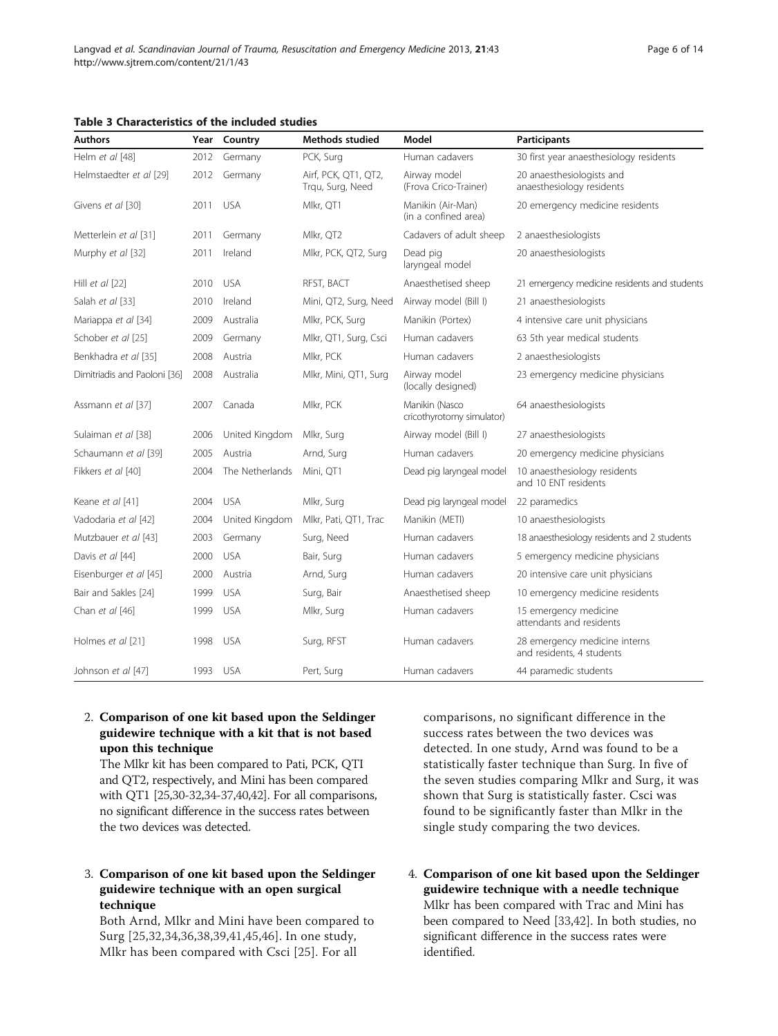**Table 3 Characteristics of the included studies**

| Authors | Year | Country | Methods studied | Model | Participants |
|---|---|---|---|---|---|
| Helm *et al* [48] | 2012 | Germany | PCK, Surg | Human cadavers | 30 first year anaesthesiology residents |
| Helmstaedter *et al* [29] | 2012 | Germany | Airf, PCK, QT1, QT2, Trqu, Surg, Need | Airway model (Frova Crico-Trainer) | 20 anaesthesiologists and anaesthesiology residents |
| Givens *et al* [30] | 2011 | USA | Mlkr, QT1 | Manikin (Air-Man) (in a confined area) | 20 emergency medicine residents |
| Metterlein *et al* [31] | 2011 | Germany | Mlkr, QT2 | Cadavers of adult sheep | 2 anaesthesiologists |
| Murphy *et al* [32] | 2011 | Ireland | Mlkr, PCK, QT2, Surg | Dead pig laryngeal model | 20 anaesthesiologists |
| Hill *et al* [22] | 2010 | USA | RFST, BACT | Anaesthetised sheep | 21 emergency medicine residents and students |
| Salah *et al* [33] | 2010 | Ireland | Mini, QT2, Surg, Need | Airway model (Bill I) | 21 anaesthesiologists |
| Mariappa *et al* [34] | 2009 | Australia | Mlkr, PCK, Surg | Manikin (Portex) | 4 intensive care unit physicians |
| Schober *et al* [25] | 2009 | Germany | Mlkr, QT1, Surg, Csci | Human cadavers | 63 5th year medical students |
| Benkhadra *et al* [35] | 2008 | Austria | Mlkr, PCK | Human cadavers | 2 anaesthesiologists |
| Dimitriadis and Paoloni [36] | 2008 | Australia | Mlkr, Mini, QT1, Surg | Airway model (locally designed) | 23 emergency medicine physicians |
| Assmann *et al* [37] | 2007 | Canada | Mlkr, PCK | Manikin (Nasco cricothyrotomy simulator) | 64 anaesthesiologists |
| Sulaiman *et al* [38] | 2006 | United Kingdom | Mlkr, Surg | Airway model (Bill I) | 27 anaesthesiologists |
| Schaumann *et al* [39] | 2005 | Austria | Arnd, Surg | Human cadavers | 20 emergency medicine physicians |
| Fikkers *et al* [40] | 2004 | The Netherlands | Mini, QT1 | Dead pig laryngeal model | 10 anaesthesiology residents and 10 ENT residents |
| Keane *et al* [41] | 2004 | USA | Mlkr, Surg | Dead pig laryngeal model | 22 paramedics |
| Vadodaria *et al* [42] | 2004 | United Kingdom | Mlkr, Pati, QT1, Trac | Manikin (METI) | 10 anaesthesiologists |
| Mutzbauer *et al* [43] | 2003 | Germany | Surg, Need | Human cadavers | 18 anaesthesiology residents and 2 students |
| Davis *et al* [44] | 2000 | USA | Bair, Surg | Human cadavers | 5 emergency medicine physicians |
| Eisenburger *et al* [45] | 2000 | Austria | Arnd, Surg | Human cadavers | 20 intensive care unit physicians |
| Bair and Sakles [24] | 1999 | USA | Surg, Bair | Anaesthetised sheep | 10 emergency medicine residents |
| Chan *et al* [46] | 1999 | USA | Mlkr, Surg | Human cadavers | 15 emergency medicine attendants and residents |
| Holmes *et al* [21] | 1998 | USA | Surg, RFST | Human cadavers | 28 emergency medicine interns and residents, 4 students |
| Johnson *et al* [47] | 1993 | USA | Pert, Surg | Human cadavers | 44 paramedic students |

2. **Comparison of one kit based upon the Seldinger guidewire technique with a kit that is not based upon this technique**

   The Mlkr kit has been compared to Pati, PCK, QTI and QT2, respectively, and Mini has been compared with QT1 [25,30-32,34-37,40,42]. For all comparisons, no significant difference in the success rates between the two devices was detected.

3. **Comparison of one kit based upon the Seldinger guidewire technique with an open surgical technique**

   Both Arnd, Mlkr and Mini have been compared to Surg [25,32,34,36,38,39,41,45,46]. In one study, Mlkr has been compared with Csci [25]. For all comparisons, no significant difference in the success rates between the two devices was detected. In one study, Arnd was found to be a statistically faster technique than Surg. In five of the seven studies comparing Mlkr and Surg, it was shown that Surg is statistically faster. Csci was found to be significantly faster than Mlkr in the single study comparing the two devices.

4. **Comparison of one kit based upon the Seldinger guidewire technique with a needle technique**

   Mlkr has been compared with Trac and Mini has been compared to Need [33,42]. In both studies, no significant difference in the success rates were identified.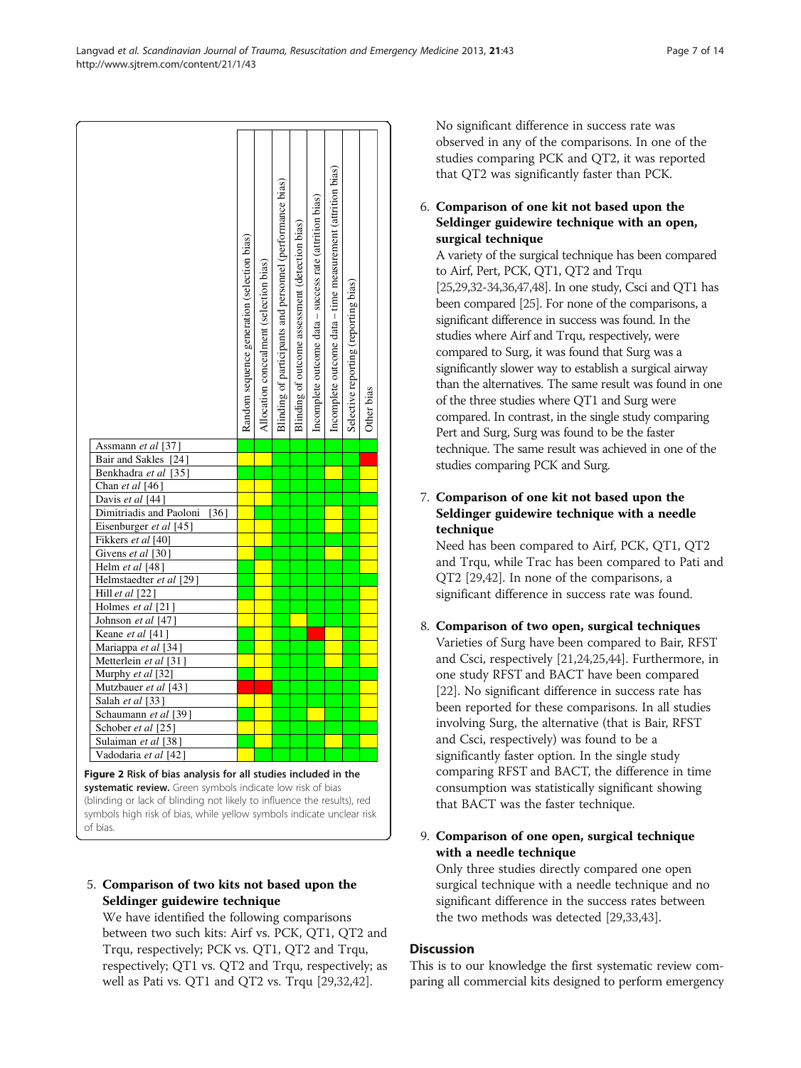| | Random sequence generation (selection bias) | Allocation concealment (selection bias) | Blinding of participants and personnel (performance bias) | Blinding of outcome assessment (detection bias) | Incomplete outcome data – success rate (attrition bias) | Incomplete outcome data – time measurement (attrition bias) | Selective reporting (reporting bias) | Other bias |
|---|---|---|---|---|---|---|---|---|
| Assmann *et al* [37] | Green | Green | Green | Green | Green | Green | Green | Green |
| Bair and Sakles [24] | Yellow | Yellow | Green | Green | Green | Green | Green | Red |
| Benkhadra *et al* [35] | Green | Green | Green | Green | Green | Yellow | Green | Yellow |
| Chan *et al* [46] | Yellow | Yellow | Green | Green | Green | Green | Green | Yellow |
| Davis *et al* [44] | Yellow | Yellow | Green | Green | Green | Green | Green | Green |
| Dimitriadis and Paoloni [36] | Yellow | Green | Green | Green | Green | Yellow | Green | Yellow |
| Eisenburger *et al* [45] | Yellow | Yellow | Green | Green | Green | Yellow | Green | Yellow |
| Fikkers *et al* [40] | Yellow | Yellow | Green | Green | Green | Green | Green | Yellow |
| Givens *et al* [30] | Yellow | Green | Green | Green | Green | Yellow | Green | Yellow |
| Helm *et al* [48] | Green | Yellow | Green | Green | Green | Green | Green | Yellow |
| Helmstaedter *et al* [29] | Green | Yellow | Green | Green | Green | Green | Green | Green |
| Hill *et al* [22] | Green | Yellow | Green | Green | Green | Green | Green | Yellow |
| Holmes *et al* [21] | Yellow | Yellow | Green | Green | Green | Green | Green | Yellow |
| Johnson *et al* [47] | Yellow | Yellow | Green | Yellow | Green | Green | Green | Yellow |
| Keane *et al* [41] | Green | Yellow | Green | Green | Red | Yellow | Green | Yellow |
| Mariappa *et al* [34] | Green | Yellow | Green | Green | Green | Yellow | Green | Yellow |
| Metterlein *et al* [31] | Yellow | Yellow | Green | Green | Green | Yellow | Green | Yellow |
| Murphy *et al* [32] | Green | Yellow | Green | Green | Green | Green | Green | Green |
| Mutzbauer *et al* [43] | Red | Red | Green | Green | Green | Green | Green | Yellow |
| Salah *et al* [33] | Yellow | Yellow | Green | Green | Green | Green | Green | Yellow |
| Schaumann *et al* [39] | Green | Yellow | Green | Green | Yellow | Green | Green | Yellow |
| Schober *et al* [25] | Yellow | Yellow | Green | Green | Green | Green | Green | Green |
| Sulaiman *et al* [38] | Green | Yellow | Green | Green | Green | Yellow | Green | Yellow |
| Vadodaria *et al* [42] | Yellow | Green | Green | Green | Green | Green | Green | Green |

**Figure 2 Risk of bias analysis for all studies included in the systematic review.** Green symbols indicate low risk of bias (blinding or lack of blinding not likely to influence the results), red symbols high risk of bias, while yellow symbols indicate unclear risk of bias.

5. **Comparison of two kits not based upon the Seldinger guidewire technique**
   We have identified the following comparisons between two such kits: Airf vs. PCK, QT1, QT2 and Trqu, respectively; PCK vs. QT1, QT2 and Trqu, respectively; QT1 vs. QT2 and Trqu, respectively; as well as Pati vs. QT1 and QT2 vs. Trqu [29,32,42].

   No significant difference in success rate was observed in any of the comparisons. In one of the studies comparing PCK and QT2, it was reported that QT2 was significantly faster than PCK.

6. **Comparison of one kit not based upon the Seldinger guidewire technique with an open, surgical technique**
   A variety of the surgical technique has been compared to Airf, Pert, PCK, QT1, QT2 and Trqu [25,29,32-34,36,47,48]. In one study, Csci and QT1 has been compared [25]. For none of the comparisons, a significant difference in success was found. In the studies where Airf and Trqu, respectively, were compared to Surg, it was found that Surg was a significantly slower way to establish a surgical airway than the alternatives. The same result was found in one of the three studies where QT1 and Surg were compared. In contrast, in the single study comparing Pert and Surg, Surg was found to be the faster technique. The same result was achieved in one of the studies comparing PCK and Surg.

7. **Comparison of one kit not based upon the Seldinger guidewire technique with a needle technique**
   Need has been compared to Airf, PCK, QT1, QT2 and Trqu, while Trac has been compared to Pati and QT2 [29,42]. In none of the comparisons, a significant difference in success rate was found.

8. **Comparison of two open, surgical techniques**
   Varieties of Surg have been compared to Bair, RFST and Csci, respectively [21,24,25,44]. Furthermore, in one study RFST and BACT have been compared [22]. No significant difference in success rate has been reported for these comparisons. In all studies involving Surg, the alternative (that is Bair, RFST and Csci, respectively) was found to be a significantly faster option. In the single study comparing RFST and BACT, the difference in time consumption was statistically significant showing that BACT was the faster technique.

9. **Comparison of one open, surgical technique with a needle technique**
   Only three studies directly compared one open surgical technique with a needle technique and no significant difference in the success rates between the two methods was detected [29,33,43].

## Discussion

This is to our knowledge the first systematic review comparing all commercial kits designed to perform emergency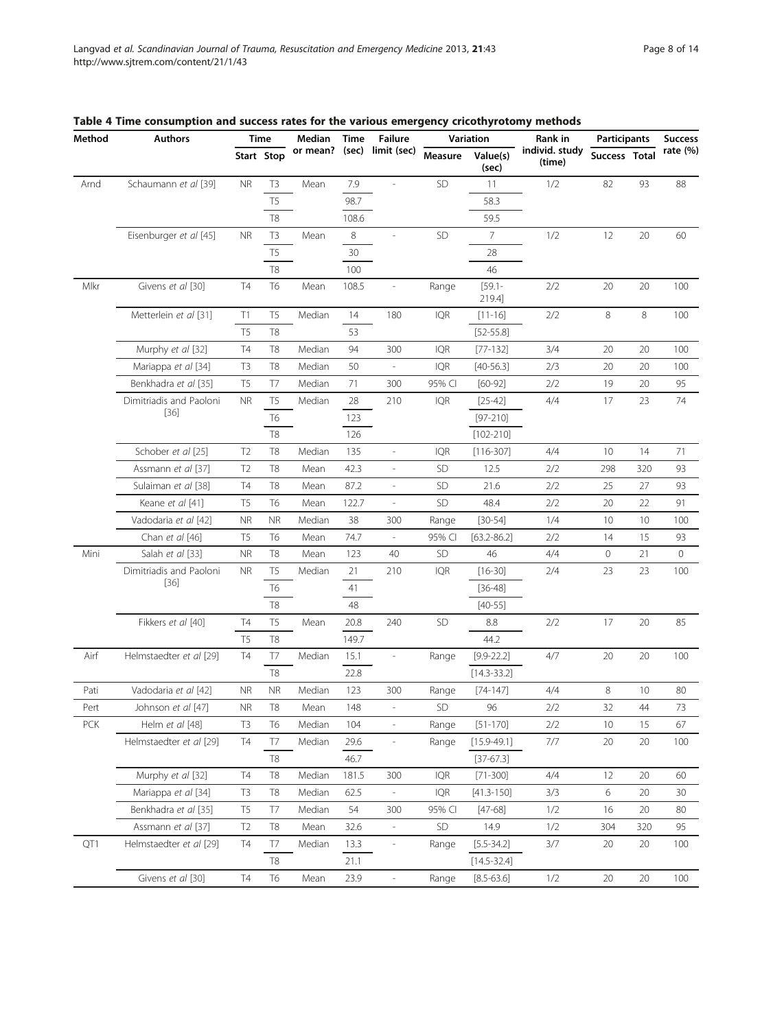**Table 4 Time consumption and success rates for the various emergency cricothyrotomy methods**

| Method | Authors | Time | | Median or mean? | Time (sec) | Failure limit (sec) | Variation | | Rank in individ. study (time) | Participants | | Success rate (%) |
|---|---|---|---|---|---|---|---|---|---|---|---|---|
| | | Start | Stop | | | | Measure | Value(s) (sec) | | Success | Total | |
| Arnd | Schaumann *et al* [39] | NR | T3 | Mean | 7.9 | - | SD | 11 | 1/2 | 82 | 93 | 88 |
| | | | T5 | | 98.7 | | | 58.3 | | | | |
| | | | T8 | | 108.6 | | | 59.5 | | | | |
| | Eisenburger *et al* [45] | NR | T3 | Mean | 8 | - | SD | 7 | 1/2 | 12 | 20 | 60 |
| | | | T5 | | 30 | | | 28 | | | | |
| | | | T8 | | 100 | | | 46 | | | | |
| Mlkr | Givens *et al* [30] | T4 | T6 | Mean | 108.5 | - | Range | [59.1-219.4] | 2/2 | 20 | 20 | 100 |
| | Metterlein *et al* [31] | T1 | T5 | Median | 14 | 180 | IQR | [11-16] | 2/2 | 8 | 8 | 100 |
| | | T5 | T8 | | 53 | | | [52-55.8] | | | | |
| | Murphy *et al* [32] | T4 | T8 | Median | 94 | 300 | IQR | [77-132] | 3/4 | 20 | 20 | 100 |
| | Mariappa *et al* [34] | T3 | T8 | Median | 50 | - | IQR | [40-56.3] | 2/3 | 20 | 20 | 100 |
| | Benkhadra *et al* [35] | T5 | T7 | Median | 71 | 300 | 95% CI | [60-92] | 2/2 | 19 | 20 | 95 |
| | Dimitriadis and Paoloni [36] | NR | T5 | Median | 28 | 210 | IQR | [25-42] | 4/4 | 17 | 23 | 74 |
| | | | T6 | | 123 | | | [97-210] | | | | |
| | | | T8 | | 126 | | | [102-210] | | | | |
| | Schober *et al* [25] | T2 | T8 | Median | 135 | - | IQR | [116-307] | 4/4 | 10 | 14 | 71 |
| | Assmann *et al* [37] | T2 | T8 | Mean | 42.3 | - | SD | 12.5 | 2/2 | 298 | 320 | 93 |
| | Sulaiman *et al* [38] | T4 | T8 | Mean | 87.2 | - | SD | 21.6 | 2/2 | 25 | 27 | 93 |
| | Keane *et al* [41] | T5 | T6 | Mean | 122.7 | - | SD | 48.4 | 2/2 | 20 | 22 | 91 |
| | Vadodaria *et al* [42] | NR | NR | Median | 38 | 300 | Range | [30-54] | 1/4 | 10 | 10 | 100 |
| | Chan *et al* [46] | T5 | T6 | Mean | 74.7 | - | 95% CI | [63.2-86.2] | 2/2 | 14 | 15 | 93 |
| Mini | Salah *et al* [33] | NR | T8 | Mean | 123 | 40 | SD | 46 | 4/4 | 0 | 21 | 0 |
| | Dimitriadis and Paoloni [36] | NR | T5 | Median | 21 | 210 | IQR | [16-30] | 2/4 | 23 | 23 | 100 |
| | | | T6 | | 41 | | | [36-48] | | | | |
| | | | T8 | | 48 | | | [40-55] | | | | |
| | Fikkers *et al* [40] | T4 | T5 | Mean | 20.8 | 240 | SD | 8.8 | 2/2 | 17 | 20 | 85 |
| | | T5 | T8 | | 149.7 | | | 44.2 | | | | |
| Airf | Helmstaedter *et al* [29] | T4 | T7 | Median | 15.1 | - | Range | [9.9-22.2] | 4/7 | 20 | 20 | 100 |
| | | | T8 | | 22.8 | | | [14.3-33.2] | | | | |
| Pati | Vadodaria *et al* [42] | NR | NR | Median | 123 | 300 | Range | [74-147] | 4/4 | 8 | 10 | 80 |
| Pert | Johnson *et al* [47] | NR | T8 | Mean | 148 | - | SD | 96 | 2/2 | 32 | 44 | 73 |
| PCK | Helm *et al* [48] | T3 | T6 | Median | 104 | - | Range | [51-170] | 2/2 | 10 | 15 | 67 |
| | Helmstaedter *et al* [29] | T4 | T7 | Median | 29.6 | - | Range | [15.9-49.1] | 7/7 | 20 | 20 | 100 |
| | | | T8 | | 46.7 | | | [37-67.3] | | | | |
| | Murphy *et al* [32] | T4 | T8 | Median | 181.5 | 300 | IQR | [71-300] | 4/4 | 12 | 20 | 60 |
| | Mariappa *et al* [34] | T3 | T8 | Median | 62.5 | - | IQR | [41.3-150] | 3/3 | 6 | 20 | 30 |
| | Benkhadra *et al* [35] | T5 | T7 | Median | 54 | 300 | 95% CI | [47-68] | 1/2 | 16 | 20 | 80 |
| | Assmann *et al* [37] | T2 | T8 | Mean | 32.6 | - | SD | 14.9 | 1/2 | 304 | 320 | 95 |
| QT1 | Helmstaedter *et al* [29] | T4 | T7 | Median | 13.3 | - | Range | [5.5-34.2] | 3/7 | 20 | 20 | 100 |
| | | | T8 | | 21.1 | | | [14.5-32.4] | | | | |
| | Givens *et al* [30] | T4 | T6 | Mean | 23.9 | - | Range | [8.5-63.6] | 1/2 | 20 | 20 | 100 |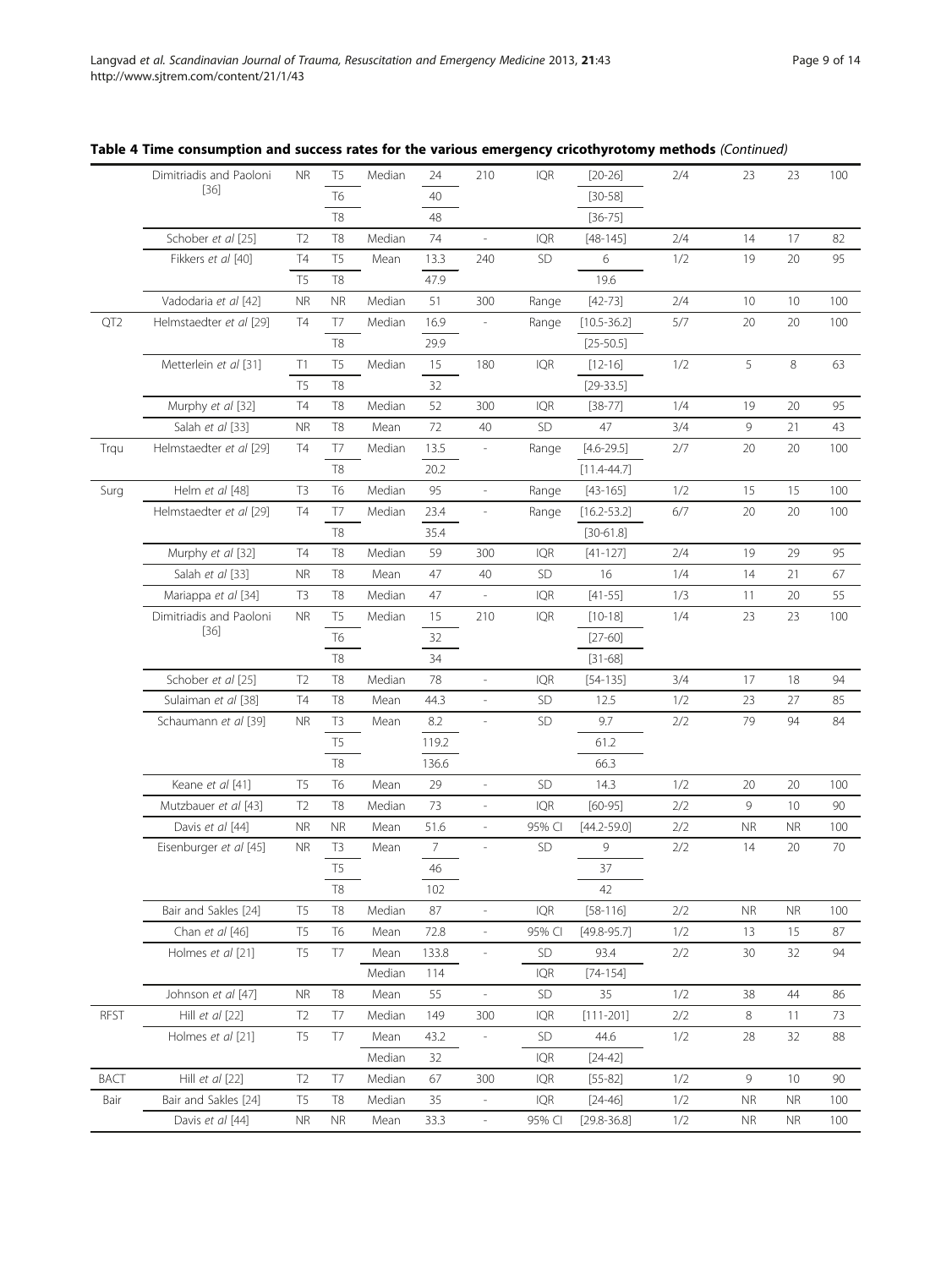**Table 4 Time consumption and success rates for the various emergency cricothyrotomy methods** *(Continued)*

| | | | | | | | | | | | | |
|---|---|---|---|---|---|---|---|---|---|---|---|---|
| | Dimitriadis and Paoloni [36] | NR | T5 | Median | 24 | 210 | IQR | [20-26] | 2/4 | 23 | 23 | 100 |
| | | | T6 | | 40 | | | [30-58] | | | | |
| | | | T8 | | 48 | | | [36-75] | | | | |
| | Schober *et al* [25] | T2 | T8 | Median | 74 | - | IQR | [48-145] | 2/4 | 14 | 17 | 82 |
| | Fikkers *et al* [40] | T4 | T5 | Mean | 13.3 | 240 | SD | 6 | 1/2 | 19 | 20 | 95 |
| | | T5 | T8 | | 47.9 | | | 19.6 | | | | |
| | Vadodaria *et al* [42] | NR | NR | Median | 51 | 300 | Range | [42-73] | 2/4 | 10 | 10 | 100 |
| QT2 | Helmstaedter *et al* [29] | T4 | T7 | Median | 16.9 | - | Range | [10.5-36.2] | 5/7 | 20 | 20 | 100 |
| | | | T8 | | 29.9 | | | [25-50.5] | | | | |
| | Metterlein *et al* [31] | T1 | T5 | Median | 15 | 180 | IQR | [12-16] | 1/2 | 5 | 8 | 63 |
| | | T5 | T8 | | 32 | | | [29-33.5] | | | | |
| | Murphy *et al* [32] | T4 | T8 | Median | 52 | 300 | IQR | [38-77] | 1/4 | 19 | 20 | 95 |
| | Salah *et al* [33] | NR | T8 | Mean | 72 | 40 | SD | 47 | 3/4 | 9 | 21 | 43 |
| Trqu | Helmstaedter *et al* [29] | T4 | T7 | Median | 13.5 | - | Range | [4.6-29.5] | 2/7 | 20 | 20 | 100 |
| | | | T8 | | 20.2 | | | [11.4-44.7] | | | | |
| Surg | Helm *et al* [48] | T3 | T6 | Median | 95 | - | Range | [43-165] | 1/2 | 15 | 15 | 100 |
| | Helmstaedter *et al* [29] | T4 | T7 | Median | 23.4 | - | Range | [16.2-53.2] | 6/7 | 20 | 20 | 100 |
| | | | T8 | | 35.4 | | | [30-61.8] | | | | |
| | Murphy *et al* [32] | T4 | T8 | Median | 59 | 300 | IQR | [41-127] | 2/4 | 19 | 29 | 95 |
| | Salah *et al* [33] | NR | T8 | Mean | 47 | 40 | SD | 16 | 1/4 | 14 | 21 | 67 |
| | Mariappa *et al* [34] | T3 | T8 | Median | 47 | - | IQR | [41-55] | 1/3 | 11 | 20 | 55 |
| | Dimitriadis and Paoloni [36] | NR | T5 | Median | 15 | 210 | IQR | [10-18] | 1/4 | 23 | 23 | 100 |
| | | | T6 | | 32 | | | [27-60] | | | | |
| | | | T8 | | 34 | | | [31-68] | | | | |
| | Schober *et al* [25] | T2 | T8 | Median | 78 | - | IQR | [54-135] | 3/4 | 17 | 18 | 94 |
| | Sulaiman *et al* [38] | T4 | T8 | Mean | 44.3 | - | SD | 12.5 | 1/2 | 23 | 27 | 85 |
| | Schaumann *et al* [39] | NR | T3 | Mean | 8.2 | - | SD | 9.7 | 2/2 | 79 | 94 | 84 |
| | | | T5 | | 119.2 | | | 61.2 | | | | |
| | | | T8 | | 136.6 | | | 66.3 | | | | |
| | Keane *et al* [41] | T5 | T6 | Mean | 29 | - | SD | 14.3 | 1/2 | 20 | 20 | 100 |
| | Mutzbauer *et al* [43] | T2 | T8 | Median | 73 | - | IQR | [60-95] | 2/2 | 9 | 10 | 90 |
| | Davis *et al* [44] | NR | NR | Mean | 51.6 | - | 95% CI | [44.2-59.0] | 2/2 | NR | NR | 100 |
| | Eisenburger *et al* [45] | NR | T3 | Mean | 7 | - | SD | 9 | 2/2 | 14 | 20 | 70 |
| | | | T5 | | 46 | | | 37 | | | | |
| | | | T8 | | 102 | | | 42 | | | | |
| | Bair and Sakles [24] | T5 | T8 | Median | 87 | - | IQR | [58-116] | 2/2 | NR | NR | 100 |
| | Chan *et al* [46] | T5 | T6 | Mean | 72.8 | - | 95% CI | [49.8-95.7] | 1/2 | 13 | 15 | 87 |
| | Holmes *et al* [21] | T5 | T7 | Mean | 133.8 | - | SD | 93.4 | 2/2 | 30 | 32 | 94 |
| | | | | Median | 114 | | IQR | [74-154] | | | | |
| | Johnson *et al* [47] | NR | T8 | Mean | 55 | - | SD | 35 | 1/2 | 38 | 44 | 86 |
| RFST | Hill *et al* [22] | T2 | T7 | Median | 149 | 300 | IQR | [111-201] | 2/2 | 8 | 11 | 73 |
| | Holmes *et al* [21] | T5 | T7 | Mean | 43.2 | - | SD | 44.6 | 1/2 | 28 | 32 | 88 |
| | | | | Median | 32 | | IQR | [24-42] | | | | |
| BACT | Hill *et al* [22] | T2 | T7 | Median | 67 | 300 | IQR | [55-82] | 1/2 | 9 | 10 | 90 |
| Bair | Bair and Sakles [24] | T5 | T8 | Median | 35 | - | IQR | [24-46] | 1/2 | NR | NR | 100 |
| | Davis *et al* [44] | NR | NR | Mean | 33.3 | - | 95% CI | [29.8-36.8] | 1/2 | NR | NR | 100 |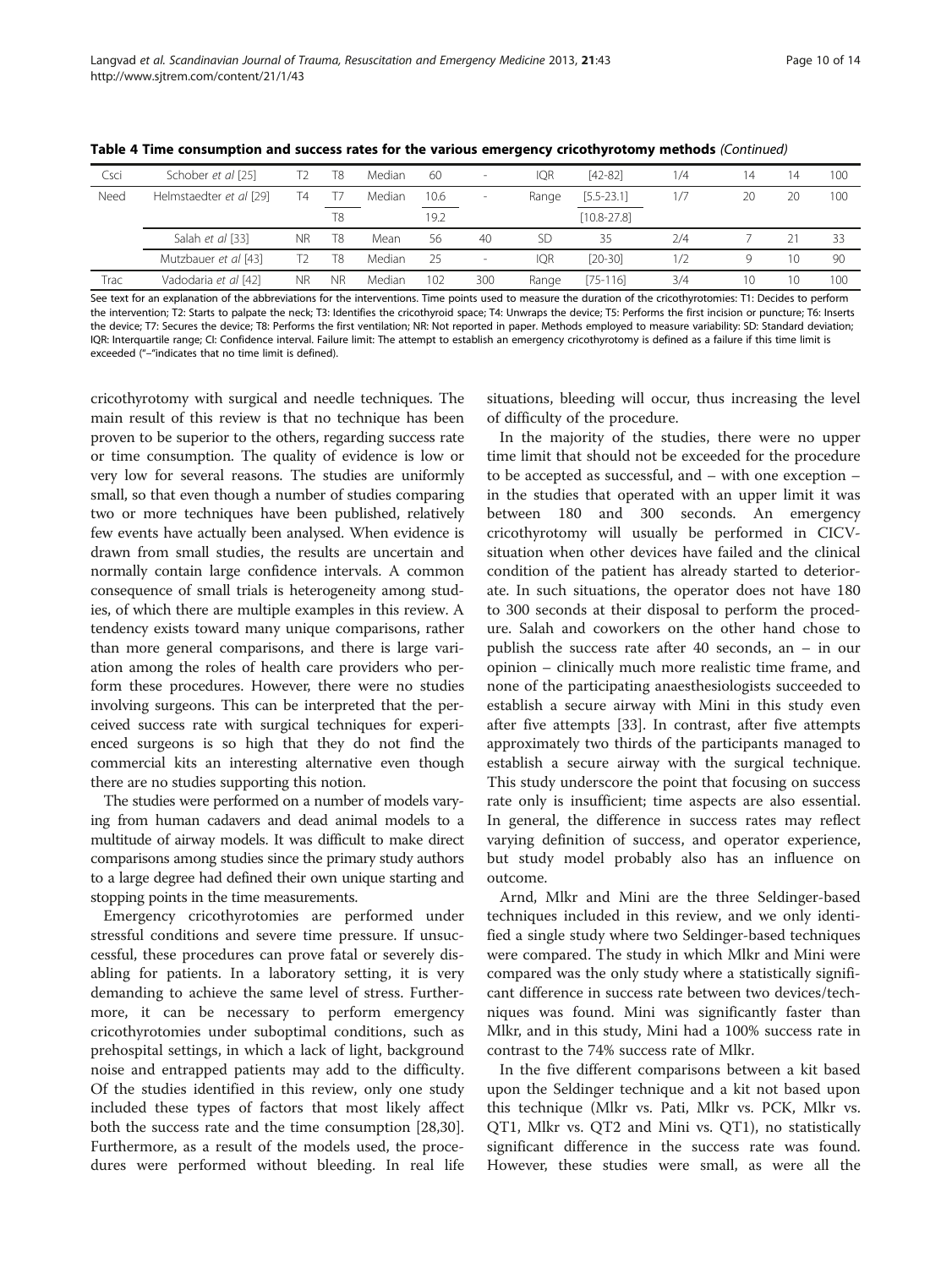**Table 4 Time consumption and success rates for the various emergency cricothyrotomy methods** *(Continued)*

| | | | | | | | | | | | | |
|---|---|---|---|---|---|---|---|---|---|---|---|---|
| Csci | Schober *et al* [25] | T2 | T8 | Median | 60 | - | IQR | [42-82] | 1/4 | 14 | 14 | 100 |
| Need | Helmstaedter *et al* [29] | T4 | T7 | Median | 10.6 | - | Range | [5.5-23.1] | 1/7 | 20 | 20 | 100 |
| | | | T8 | | 19.2 | | | [10.8-27.8] | | | | |
| | Salah *et al* [33] | NR | T8 | Mean | 56 | 40 | SD | 35 | 2/4 | 7 | 21 | 33 |
| | Mutzbauer *et al* [43] | T2 | T8 | Median | 25 | - | IQR | [20-30] | 1/2 | 9 | 10 | 90 |
| Trac | Vadodaria *et al* [42] | NR | NR | Median | 102 | 300 | Range | [75-116] | 3/4 | 10 | 10 | 100 |

See text for an explanation of the abbreviations for the interventions. Time points used to measure the duration of the cricothyrotomies: T1: Decides to perform the intervention; T2: Starts to palpate the neck; T3: Identifies the cricothyroid space; T4: Unwraps the device; T5: Performs the first incision or puncture; T6: Inserts the device; T7: Secures the device; T8: Performs the first ventilation; NR: Not reported in paper. Methods employed to measure variability: SD: Standard deviation; IQR: Interquartile range; CI: Confidence interval. Failure limit: The attempt to establish an emergency cricothyrotomy is defined as a failure if this time limit is exceeded ("−"indicates that no time limit is defined).

cricothyrotomy with surgical and needle techniques. The main result of this review is that no technique has been proven to be superior to the others, regarding success rate or time consumption. The quality of evidence is low or very low for several reasons. The studies are uniformly small, so that even though a number of studies comparing two or more techniques have been published, relatively few events have actually been analysed. When evidence is drawn from small studies, the results are uncertain and normally contain large confidence intervals. A common consequence of small trials is heterogeneity among studies, of which there are multiple examples in this review. A tendency exists toward many unique comparisons, rather than more general comparisons, and there is large variation among the roles of health care providers who perform these procedures. However, there were no studies involving surgeons. This can be interpreted that the perceived success rate with surgical techniques for experienced surgeons is so high that they do not find the commercial kits an interesting alternative even though there are no studies supporting this notion.

The studies were performed on a number of models varying from human cadavers and dead animal models to a multitude of airway models. It was difficult to make direct comparisons among studies since the primary study authors to a large degree had defined their own unique starting and stopping points in the time measurements.

Emergency cricothyrotomies are performed under stressful conditions and severe time pressure. If unsuccessful, these procedures can prove fatal or severely disabling for patients. In a laboratory setting, it is very demanding to achieve the same level of stress. Furthermore, it can be necessary to perform emergency cricothyrotomies under suboptimal conditions, such as prehospital settings, in which a lack of light, background noise and entrapped patients may add to the difficulty. Of the studies identified in this review, only one study included these types of factors that most likely affect both the success rate and the time consumption [28,30]. Furthermore, as a result of the models used, the procedures were performed without bleeding. In real life situations, bleeding will occur, thus increasing the level of difficulty of the procedure.

In the majority of the studies, there were no upper time limit that should not be exceeded for the procedure to be accepted as successful, and – with one exception – in the studies that operated with an upper limit it was between 180 and 300 seconds. An emergency cricothyrotomy will usually be performed in CICV-situation when other devices have failed and the clinical condition of the patient has already started to deteriorate. In such situations, the operator does not have 180 to 300 seconds at their disposal to perform the procedure. Salah and coworkers on the other hand chose to publish the success rate after 40 seconds, an – in our opinion – clinically much more realistic time frame, and none of the participating anaesthesiologists succeeded to establish a secure airway with Mini in this study even after five attempts [33]. In contrast, after five attempts approximately two thirds of the participants managed to establish a secure airway with the surgical technique. This study underscore the point that focusing on success rate only is insufficient; time aspects are also essential. In general, the difference in success rates may reflect varying definition of success, and operator experience, but study model probably also has an influence on outcome.

Arnd, Mlkr and Mini are the three Seldinger-based techniques included in this review, and we only identified a single study where two Seldinger-based techniques were compared. The study in which Mlkr and Mini were compared was the only study where a statistically significant difference in success rate between two devices/techniques was found. Mini was significantly faster than Mlkr, and in this study, Mini had a 100% success rate in contrast to the 74% success rate of Mlkr.

In the five different comparisons between a kit based upon the Seldinger technique and a kit not based upon this technique (Mlkr vs. Pati, Mlkr vs. PCK, Mlkr vs. QT1, Mlkr vs. QT2 and Mini vs. QT1), no statistically significant difference in the success rate was found. However, these studies were small, as were all the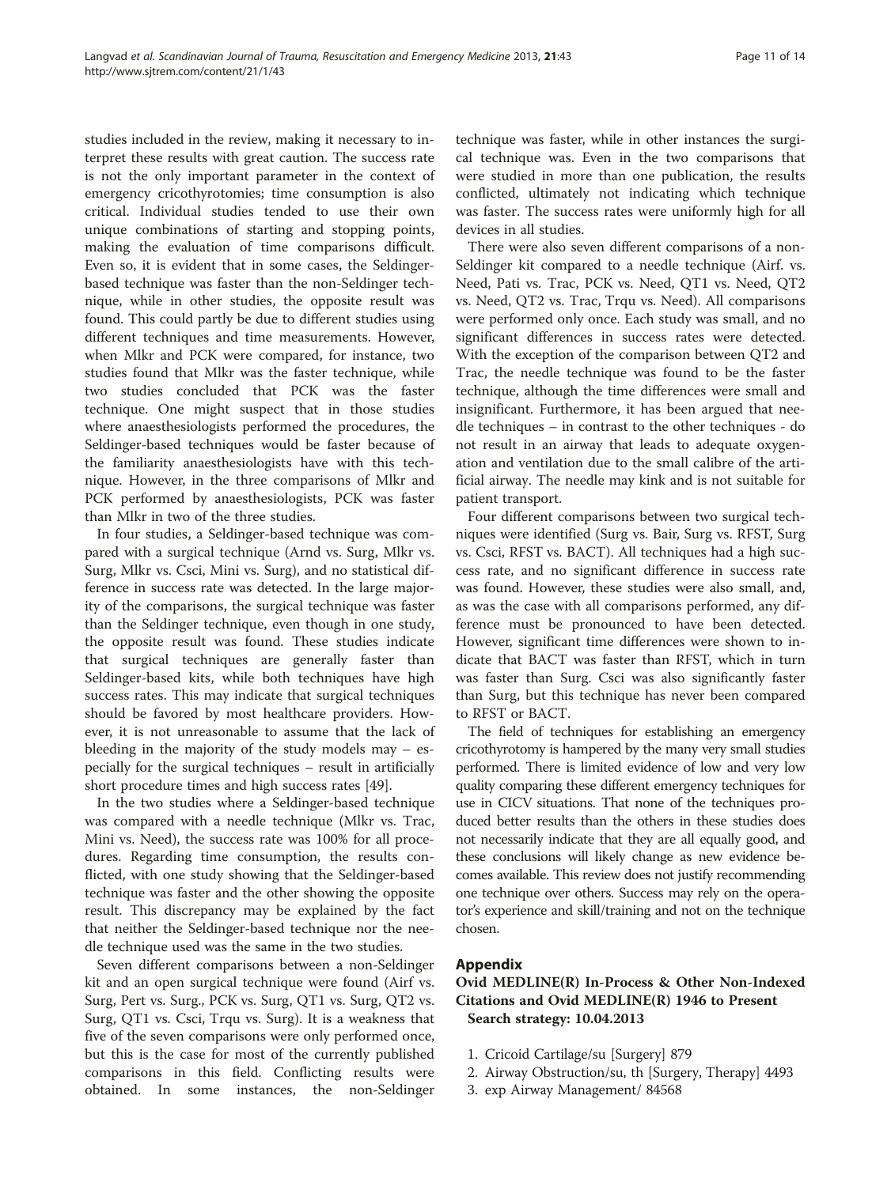studies included in the review, making it necessary to interpret these results with great caution. The success rate is not the only important parameter in the context of emergency cricothyrotomies; time consumption is also critical. Individual studies tended to use their own unique combinations of starting and stopping points, making the evaluation of time comparisons difficult. Even so, it is evident that in some cases, the Seldinger-based technique was faster than the non-Seldinger technique, while in other studies, the opposite result was found. This could partly be due to different studies using different techniques and time measurements. However, when Mlkr and PCK were compared, for instance, two studies found that Mlkr was the faster technique, while two studies concluded that PCK was the faster technique. One might suspect that in those studies where anaesthesiologists performed the procedures, the Seldinger-based techniques would be faster because of the familiarity anaesthesiologists have with this technique. However, in the three comparisons of Mlkr and PCK performed by anaesthesiologists, PCK was faster than Mlkr in two of the three studies.

In four studies, a Seldinger-based technique was compared with a surgical technique (Arnd vs. Surg, Mlkr vs. Surg, Mlkr vs. Csci, Mini vs. Surg), and no statistical difference in success rate was detected. In the large majority of the comparisons, the surgical technique was faster than the Seldinger technique, even though in one study, the opposite result was found. These studies indicate that surgical techniques are generally faster than Seldinger-based kits, while both techniques have high success rates. This may indicate that surgical techniques should be favored by most healthcare providers. However, it is not unreasonable to assume that the lack of bleeding in the majority of the study models may – especially for the surgical techniques – result in artificially short procedure times and high success rates [49].

In the two studies where a Seldinger-based technique was compared with a needle technique (Mlkr vs. Trac, Mini vs. Need), the success rate was 100% for all procedures. Regarding time consumption, the results conflicted, with one study showing that the Seldinger-based technique was faster and the other showing the opposite result. This discrepancy may be explained by the fact that neither the Seldinger-based technique nor the needle technique used was the same in the two studies.

Seven different comparisons between a non-Seldinger kit and an open surgical technique were found (Airf vs. Surg, Pert vs. Surg., PCK vs. Surg, QT1 vs. Surg, QT2 vs. Surg, QT1 vs. Csci, Trqu vs. Surg). It is a weakness that five of the seven comparisons were only performed once, but this is the case for most of the currently published comparisons in this field. Conflicting results were obtained. In some instances, the non-Seldinger technique was faster, while in other instances the surgical technique was. Even in the two comparisons that were studied in more than one publication, the results conflicted, ultimately not indicating which technique was faster. The success rates were uniformly high for all devices in all studies.

There were also seven different comparisons of a non-Seldinger kit compared to a needle technique (Airf. vs. Need, Pati vs. Trac, PCK vs. Need, QT1 vs. Need, QT2 vs. Need, QT2 vs. Trac, Trqu vs. Need). All comparisons were performed only once. Each study was small, and no significant differences in success rates were detected. With the exception of the comparison between QT2 and Trac, the needle technique was found to be the faster technique, although the time differences were small and insignificant. Furthermore, it has been argued that needle techniques – in contrast to the other techniques - do not result in an airway that leads to adequate oxygenation and ventilation due to the small calibre of the artificial airway. The needle may kink and is not suitable for patient transport.

Four different comparisons between two surgical techniques were identified (Surg vs. Bair, Surg vs. RFST, Surg vs. Csci, RFST vs. BACT). All techniques had a high success rate, and no significant difference in success rate was found. However, these studies were also small, and, as was the case with all comparisons performed, any difference must be pronounced to have been detected. However, significant time differences were shown to indicate that BACT was faster than RFST, which in turn was faster than Surg. Csci was also significantly faster than Surg, but this technique has never been compared to RFST or BACT.

The field of techniques for establishing an emergency cricothyrotomy is hampered by the many very small studies performed. There is limited evidence of low and very low quality comparing these different emergency techniques for use in CICV situations. That none of the techniques produced better results than the others in these studies does not necessarily indicate that they are all equally good, and these conclusions will likely change as new evidence becomes available. This review does not justify recommending one technique over others. Success may rely on the operator's experience and skill/training and not on the technique chosen.

## Appendix

### Ovid MEDLINE(R) In-Process & Other Non-Indexed Citations and Ovid MEDLINE(R) 1946 to Present Search strategy: 10.04.2013

1. Cricoid Cartilage/su [Surgery] 879
2. Airway Obstruction/su, th [Surgery, Therapy] 4493
3. exp Airway Management/ 84568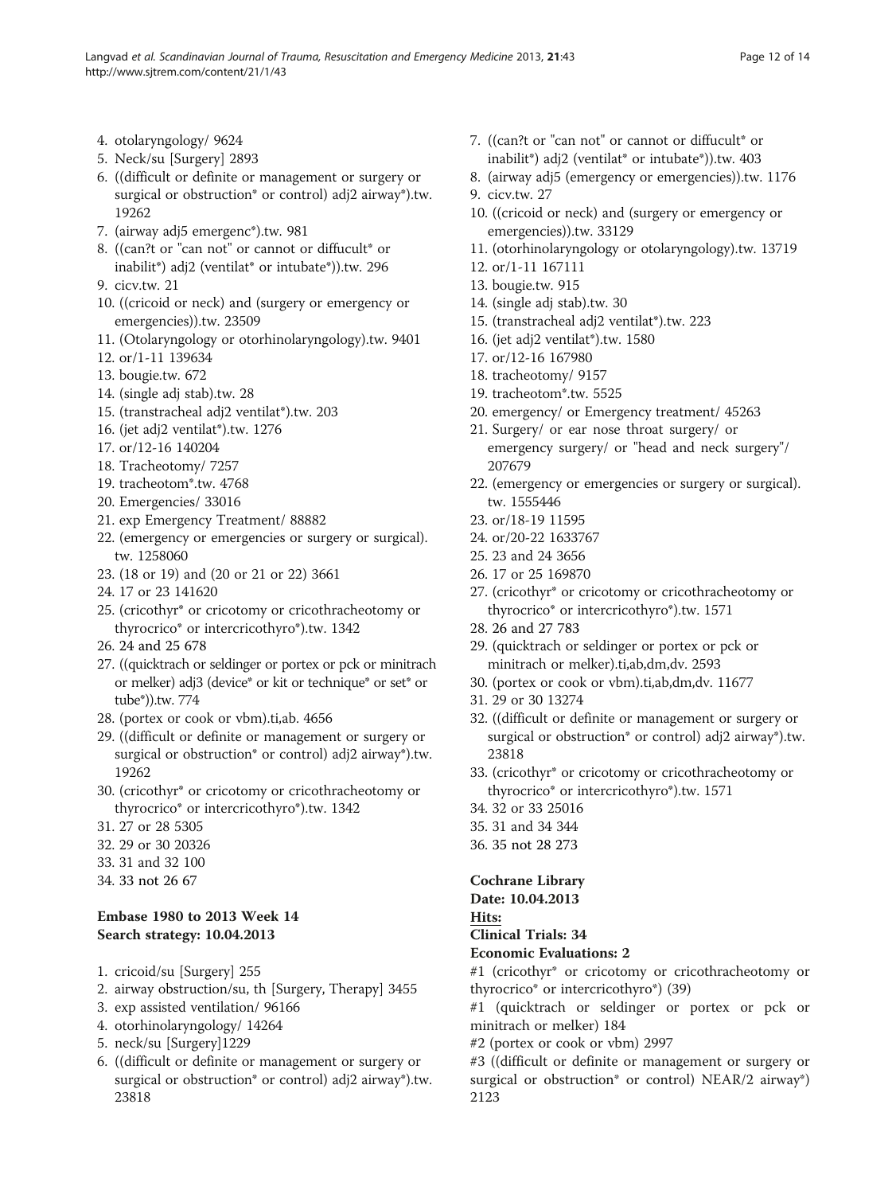4. otolaryngology/ 9624
5. Neck/su [Surgery] 2893
6. ((difficult or definite or management or surgery or surgical or obstruction* or control) adj2 airway*).tw. 19262
7. (airway adj5 emergenc*).tw. 981
8. ((can?t or "can not" or cannot or diffucult* or inabilit*) adj2 (ventilat* or intubate*)).tw. 296
9. cicv.tw. 21
10. ((cricoid or neck) and (surgery or emergency or emergencies)).tw. 23509
11. (Otolaryngology or otorhinolaryngology).tw. 9401
12. or/1-11 139634
13. bougie.tw. 672
14. (single adj stab).tw. 28
15. (transtracheal adj2 ventilat*).tw. 203
16. (jet adj2 ventilat*).tw. 1276
17. or/12-16 140204
18. Tracheotomy/ 7257
19. tracheotom*.tw. 4768
20. Emergencies/ 33016
21. exp Emergency Treatment/ 88882
22. (emergency or emergencies or surgery or surgical).tw. 1258060
23. (18 or 19) and (20 or 21 or 22) 3661
24. 17 or 23 141620
25. (cricothyr* or cricotomy or cricothracheotomy or thyrocrico* or intercricothyro*).tw. 1342
26. 24 and 25 678
27. ((quicktrach or seldinger or portex or pck or minitrach or melker) adj3 (device* or kit or technique* or set* or tube*)).tw. 774
28. (portex or cook or vbm).ti,ab. 4656
29. ((difficult or definite or management or surgery or surgical or obstruction* or control) adj2 airway*).tw. 19262
30. (cricothyr* or cricotomy or cricothracheotomy or thyrocrico* or intercricothyro*).tw. 1342
31. 27 or 28 5305
32. 29 or 30 20326
33. 31 and 32 100
34. 33 not 26 67

**Embase 1980 to 2013 Week 14**
**Search strategy: 10.04.2013**

1. cricoid/su [Surgery] 255
2. airway obstruction/su, th [Surgery, Therapy] 3455
3. exp assisted ventilation/ 96166
4. otorhinolaryngology/ 14264
5. neck/su [Surgery]1229
6. ((difficult or definite or management or surgery or surgical or obstruction* or control) adj2 airway*).tw. 23818
7. ((can?t or "can not" or cannot or diffucult* or inabilit*) adj2 (ventilat* or intubate*)).tw. 403
8. (airway adj5 (emergency or emergencies)).tw. 1176
9. cicv.tw. 27
10. ((cricoid or neck) and (surgery or emergency or emergencies)).tw. 33129
11. (otorhinolaryngology or otolaryngology).tw. 13719
12. or/1-11 167111
13. bougie.tw. 915
14. (single adj stab).tw. 30
15. (transtracheal adj2 ventilat*).tw. 223
16. (jet adj2 ventilat*).tw. 1580
17. or/12-16 167980
18. tracheotomy/ 9157
19. tracheotom*.tw. 5525
20. emergency/ or Emergency treatment/ 45263
21. Surgery/ or ear nose throat surgery/ or emergency surgery/ or "head and neck surgery"/ 207679
22. (emergency or emergencies or surgery or surgical).tw. 1555446
23. or/18-19 11595
24. or/20-22 1633767
25. 23 and 24 3656
26. 17 or 25 169870
27. (cricothyr* or cricotomy or cricothracheotomy or thyrocrico* or intercricothyro*).tw. 1571
28. 26 and 27 783
29. (quicktrach or seldinger or portex or pck or minitrach or melker).ti,ab,dm,dv. 2593
30. (portex or cook or vbm).ti,ab,dm,dv. 11677
31. 29 or 30 13274
32. ((difficult or definite or management or surgery or surgical or obstruction* or control) adj2 airway*).tw. 23818
33. (cricothyr* or cricotomy or cricothracheotomy or thyrocrico* or intercricothyro*).tw. 1571
34. 32 or 33 25016
35. 31 and 34 344
36. 35 not 28 273

**Cochrane Library**
**Date: 10.04.2013**
**Hits:**
**Clinical Trials: 34**
**Economic Evaluations: 2**

#1 (cricothyr* or cricotomy or cricothracheotomy or thyrocrico* or intercricothyro*) (39)

#1 (quicktrach or seldinger or portex or pck or minitrach or melker) 184

#2 (portex or cook or vbm) 2997

#3 ((difficult or definite or management or surgery or surgical or obstruction* or control) NEAR/2 airway*) 2123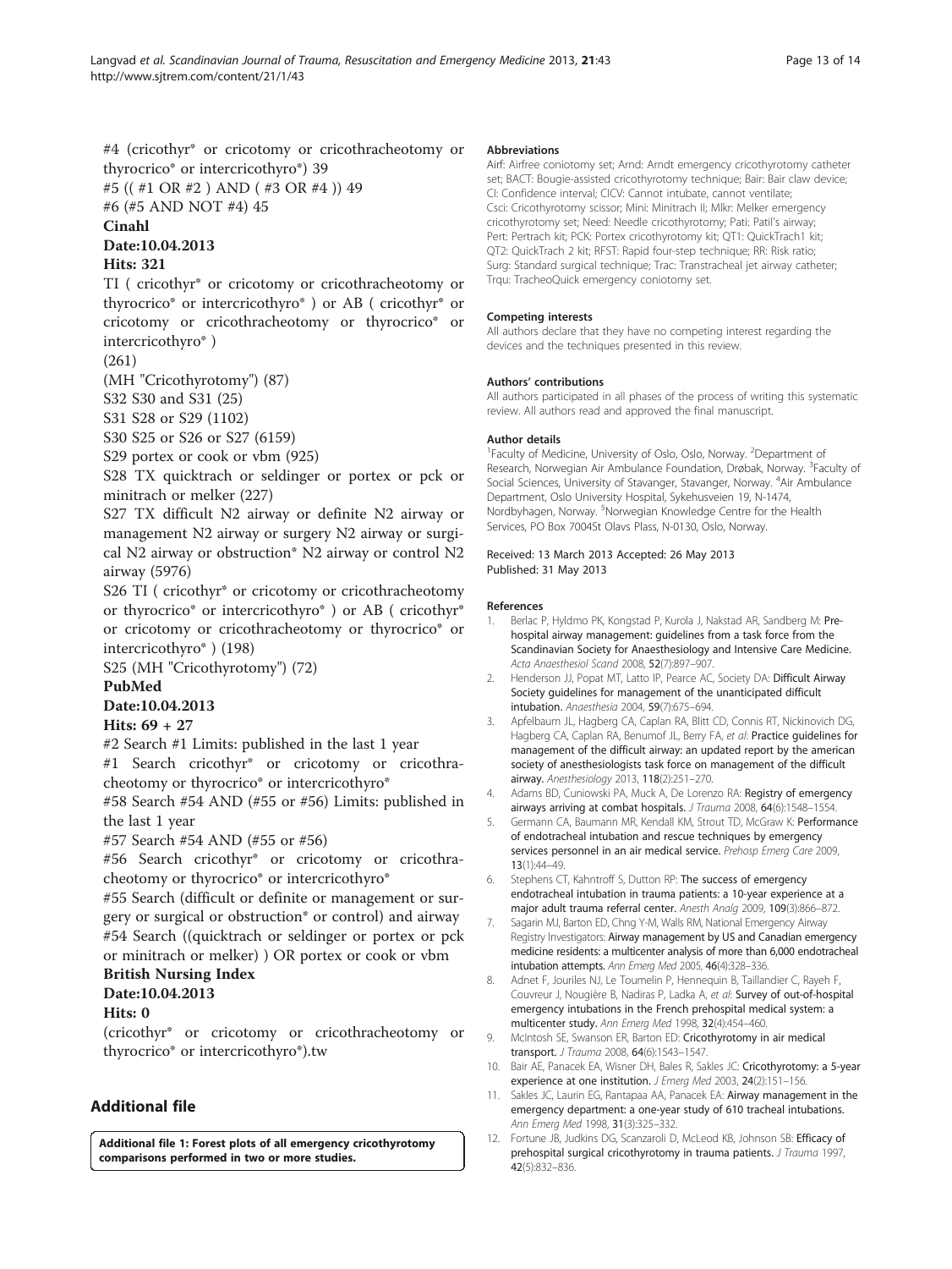#4 (cricothyr* or cricotomy or cricothracheotomy or thyrocrico* or intercricothyro*) 39

#5 (( #1 OR #2 ) AND ( #3 OR #4 )) 49

#6 (#5 AND NOT #4) 45

**Cinahl**

**Date:10.04.2013**

**Hits: 321**

TI ( cricothyr* or cricotomy or cricothracheotomy or thyrocrico* or intercricothyro* ) or AB ( cricothyr* or cricotomy or cricothracheotomy or thyrocrico* or intercricothyro* )

(261)

(MH "Cricothyrotomy") (87)

S32 S30 and S31 (25)

S31 S28 or S29 (1102)

S30 S25 or S26 or S27 (6159)

S29 portex or cook or vbm (925)

S28 TX quicktrach or seldinger or portex or pck or minitrach or melker (227)

S27 TX difficult N2 airway or definite N2 airway or management N2 airway or surgery N2 airway or surgical N2 airway or obstruction* N2 airway or control N2 airway (5976)

S26 TI ( cricothyr* or cricotomy or cricothracheotomy or thyrocrico* or intercricothyro* ) or AB ( cricothyr* or cricotomy or cricothracheotomy or thyrocrico* or intercricothyro* ) (198)

S25 (MH "Cricothyrotomy") (72)

**PubMed**

**Date:10.04.2013**

**Hits: 69 + 27**

#2 Search #1 Limits: published in the last 1 year

#1 Search cricothyr* or cricotomy or cricothracheotomy or thyrocrico* or intercricothyro*

#58 Search #54 AND (#55 or #56) Limits: published in the last 1 year

#57 Search #54 AND (#55 or #56)

#56 Search cricothyr* or cricotomy or cricothracheotomy or thyrocrico* or intercricothyro*

#55 Search (difficult or definite or management or surgery or surgical or obstruction* or control) and airway

#54 Search ((quicktrach or seldinger or portex or pck or minitrach or melker) ) OR portex or cook or vbm

**British Nursing Index**

**Date:10.04.2013**

**Hits: 0**

(cricothyr* or cricotomy or cricothracheotomy or thyrocrico* or intercricothyro*).tw

## Additional file

**Additional file 1: Forest plots of all emergency cricothyrotomy comparisons performed in two or more studies.**

#### Abbreviations

Airf: Airfree coniotomy set; Arnd: Arndt emergency cricothyrotomy catheter set; BACT: Bougie-assisted cricothyrotomy technique; Bair: Bair claw device; CI: Confidence interval; CICV: Cannot intubate, cannot ventilate; Csci: Cricothyrotomy scissor; Mini: Minitrach II; Mlkr: Melker emergency cricothyrotomy set; Need: Needle cricothyrotomy; Pati: Patil's airway; Pert: Pertrach kit; PCK: Portex cricothyrotomy kit; QT1: QuickTrach1 kit; QT2: QuickTrach 2 kit; RFST: Rapid four-step technique; RR: Risk ratio; Surg: Standard surgical technique; Trac: Transtracheal jet airway catheter; Trqu: TracheoQuick emergency coniotomy set.

#### Competing interests

All authors declare that they have no competing interest regarding the devices and the techniques presented in this review.

#### Authors' contributions

All authors participated in all phases of the process of writing this systematic review. All authors read and approved the final manuscript.

#### Author details

[1]Faculty of Medicine, University of Oslo, Oslo, Norway. [2]Department of Research, Norwegian Air Ambulance Foundation, Drøbak, Norway. [3]Faculty of Social Sciences, University of Stavanger, Stavanger, Norway. [4]Air Ambulance Department, Oslo University Hospital, Sykehusveien 19, N-1474, Nordbyhagen, Norway. [5]Norwegian Knowledge Centre for the Health Services, PO Box 7004St Olavs Plass, N-0130, Oslo, Norway.

Received: 13 March 2013 Accepted: 26 May 2013
Published: 31 May 2013

#### References

1. Berlac P, Hyldmo PK, Kongstad P, Kurola J, Nakstad AR, Sandberg M: **Pre-hospital airway management: guidelines from a task force from the Scandinavian Society for Anaesthesiology and Intensive Care Medicine.** *Acta Anaesthesiol Scand* 2008, **52**(7):897–907.
2. Henderson JJ, Popat MT, Latto IP, Pearce AC, Society DA: **Difficult Airway Society guidelines for management of the unanticipated difficult intubation.** *Anaesthesia* 2004, **59**(7):675–694.
3. Apfelbaum JL, Hagberg CA, Caplan RA, Blitt CD, Connis RT, Nickinovich DG, Hagberg CA, Caplan RA, Benumof JL, Berry FA, *et al*: **Practice guidelines for management of the difficult airway: an updated report by the american society of anesthesiologists task force on management of the difficult airway.** *Anesthesiology* 2013, **118**(2):251–270.
4. Adams BD, Cuniowski PA, Muck A, De Lorenzo RA: **Registry of emergency airways arriving at combat hospitals.** *J Trauma* 2008, **64**(6):1548–1554.
5. Germann CA, Baumann MR, Kendall KM, Strout TD, McGraw K: **Performance of endotracheal intubation and rescue techniques by emergency services personnel in an air medical service.** *Prehosp Emerg Care* 2009, **13**(1):44–49.
6. Stephens CT, Kahntroff S, Dutton RP: **The success of emergency endotracheal intubation in trauma patients: a 10-year experience at a major adult trauma referral center.** *Anesth Analg* 2009, **109**(3):866–872.
7. Sagarin MJ, Barton ED, Chng Y-M, Walls RM, National Emergency Airway Registry Investigators: **Airway management by US and Canadian emergency medicine residents: a multicenter analysis of more than 6,000 endotracheal intubation attempts.** *Ann Emerg Med* 2005, **46**(4):328–336.
8. Adnet F, Jouriles NJ, Le Toumelin P, Hennequin B, Taillandier C, Rayeh F, Couvreur J, Nougière B, Nadiras P, Ladka A, *et al*: **Survey of out-of-hospital emergency intubations in the French prehospital medical system: a multicenter study.** *Ann Emerg Med* 1998, **32**(4):454–460.
9. McIntosh SE, Swanson ER, Barton ED: **Cricothyrotomy in air medical transport.** *J Trauma* 2008, **64**(6):1543–1547.
10. Bair AE, Panacek EA, Wisner DH, Bales R, Sakles JC: **Cricothyrotomy: a 5-year experience at one institution.** *J Emerg Med* 2003, **24**(2):151–156.
11. Sakles JC, Laurin EG, Rantapaa AA, Panacek EA: **Airway management in the emergency department: a one-year study of 610 tracheal intubations.** *Ann Emerg Med* 1998, **31**(3):325–332.
12. Fortune JB, Judkins DG, Scanzaroli D, McLeod KB, Johnson SB: **Efficacy of prehospital surgical cricothyrotomy in trauma patients.** *J Trauma* 1997, **42**(5):832–836.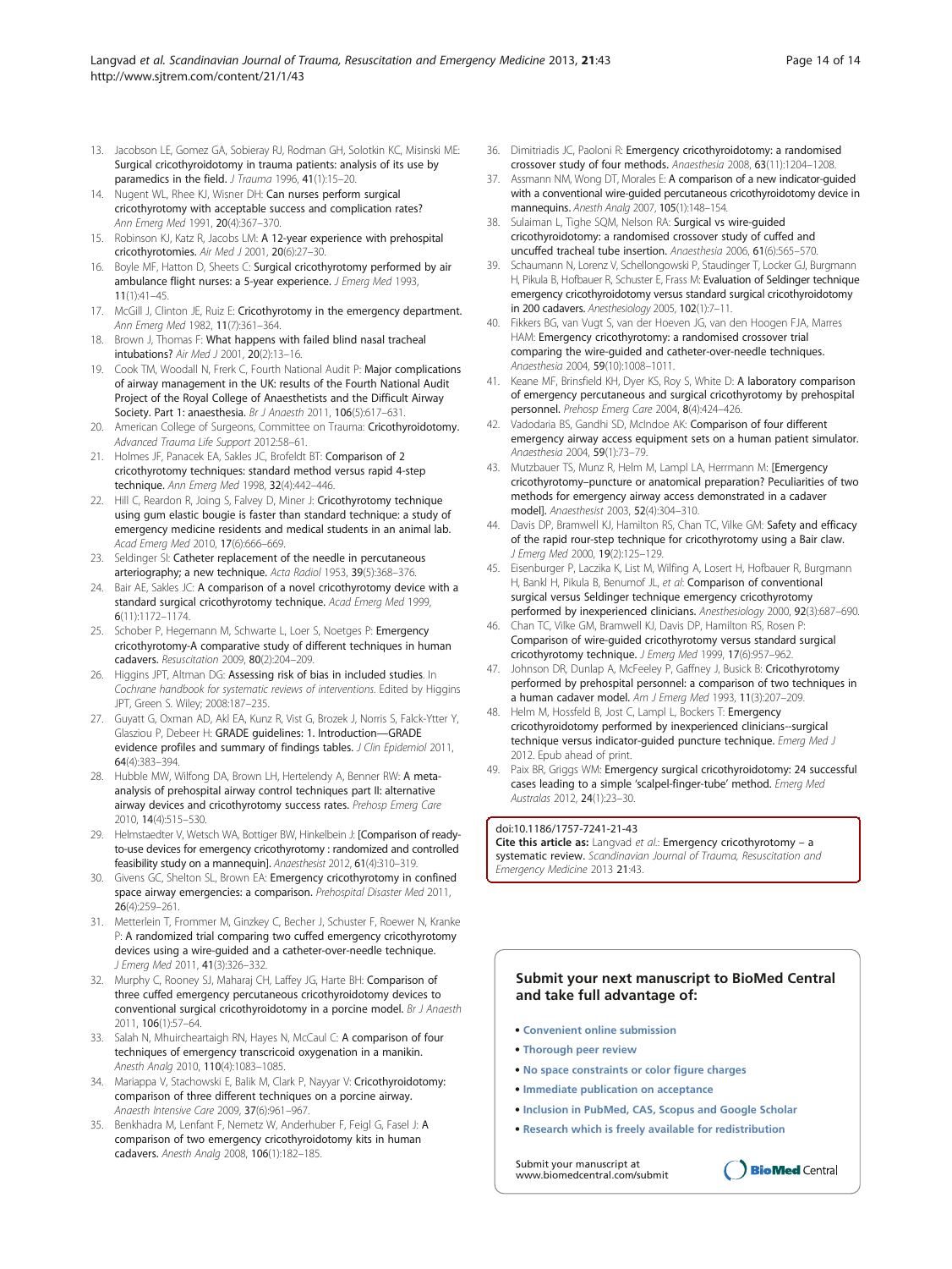13. Jacobson LE, Gomez GA, Sobieray RJ, Rodman GH, Solotkin KC, Misinski ME: **Surgical cricothyroidotomy in trauma patients: analysis of its use by paramedics in the field.** *J Trauma* 1996, **41**(1):15–20.
14. Nugent WL, Rhee KJ, Wisner DH: **Can nurses perform surgical cricothyrotomy with acceptable success and complication rates?** *Ann Emerg Med* 1991, **20**(4):367–370.
15. Robinson KJ, Katz R, Jacobs LM: **A 12-year experience with prehospital cricothyrotomies.** *Air Med J* 2001, **20**(6):27–30.
16. Boyle MF, Hatton D, Sheets C: **Surgical cricothyrotomy performed by air ambulance flight nurses: a 5-year experience.** *J Emerg Med* 1993, **11**(1):41–45.
17. McGill J, Clinton JE, Ruiz E: **Cricothyrotomy in the emergency department.** *Ann Emerg Med* 1982, **11**(7):361–364.
18. Brown J, Thomas F: **What happens with failed blind nasal tracheal intubations?** *Air Med J* 2001, **20**(2):13–16.
19. Cook TM, Woodall N, Frerk C, Fourth National Audit P: **Major complications of airway management in the UK: results of the Fourth National Audit Project of the Royal College of Anaesthetists and the Difficult Airway Society. Part 1: anaesthesia.** *Br J Anaesth* 2011, **106**(5):617–631.
20. American College of Surgeons, Committee on Trauma: **Cricothyroidotomy.** *Advanced Trauma Life Support* 2012:58–61.
21. Holmes JF, Panacek EA, Sakles JC, Brofeldt BT: **Comparison of 2 cricothyrotomy techniques: standard method versus rapid 4-step technique.** *Ann Emerg Med* 1998, **32**(4):442–446.
22. Hill C, Reardon R, Joing S, Falvey D, Miner J: **Cricothyrotomy technique using gum elastic bougie is faster than standard technique: a study of emergency medicine residents and medical students in an animal lab.** *Acad Emerg Med* 2010, **17**(6):666–669.
23. Seldinger SI: **Catheter replacement of the needle in percutaneous arteriography; a new technique.** *Acta Radiol* 1953, **39**(5):368–376.
24. Bair AE, Sakles JC: **A comparison of a novel cricothyrotomy device with a standard surgical cricothyrotomy technique.** *Acad Emerg Med* 1999, **6**(11):1172–1174.
25. Schober P, Hegemann M, Schwarte L, Loer S, Noetges P: **Emergency cricothyrotomy-A comparative study of different techniques in human cadavers.** *Resuscitation* 2009, **80**(2):204–209.
26. Higgins JPT, Altman DG: **Assessing risk of bias in included studies.** In *Cochrane handbook for systematic reviews of interventions.* Edited by Higgins JPT, Green S. Wiley; 2008:187–235.
27. Guyatt G, Oxman AD, Akl EA, Kunz R, Vist G, Brozek J, Norris S, Falck-Ytter Y, Glasziou P, Debeer H: **GRADE guidelines: 1. Introduction—GRADE evidence profiles and summary of findings tables.** *J Clin Epidemiol* 2011, **64**(4):383–394.
28. Hubble MW, Wilfong DA, Brown LH, Hertelendy A, Benner RW: **A meta-analysis of prehospital airway control techniques part II: alternative airway devices and cricothyrotomy success rates.** *Prehosp Emerg Care* 2010, **14**(4):515–530.
29. Helmstaedter V, Wetsch WA, Bottiger BW, Hinkelbein J: **[Comparison of ready-to-use devices for emergency cricothyrotomy : randomized and controlled feasibility study on a mannequin].** *Anaesthesist* 2012, **61**(4):310–319.
30. Givens GC, Shelton SL, Brown EA: **Emergency cricothyrotomy in confined space airway emergencies: a comparison.** *Prehospital Disaster Med* 2011, **26**(4):259–261.
31. Metterlein T, Frommer M, Ginzkey C, Becher J, Schuster F, Roewer N, Kranke P: **A randomized trial comparing two cuffed emergency cricothyrotomy devices using a wire-guided and a catheter-over-needle technique.** *J Emerg Med* 2011, **41**(3):326–332.
32. Murphy C, Rooney SJ, Maharaj CH, Laffey JG, Harte BH: **Comparison of three cuffed emergency percutaneous cricothyroidotomy devices to conventional surgical cricothyroidotomy in a porcine model.** *Br J Anaesth* 2011, **106**(1):57–64.
33. Salah N, Mhuircheartaigh RN, Hayes N, McCaul C: **A comparison of four techniques of emergency transcricoid oxygenation in a manikin.** *Anesth Analg* 2010, **110**(4):1083–1085.
34. Mariappa V, Stachowski E, Balik M, Clark P, Nayyar V: **Cricothyroidotomy: comparison of three different techniques on a porcine airway.** *Anaesth Intensive Care* 2009, **37**(6):961–967.
35. Benkhadra M, Lenfant F, Nemetz W, Anderhuber F, Feigl G, Fasel J: **A comparison of two emergency cricothyroidotomy kits in human cadavers.** *Anesth Analg* 2008, **106**(1):182–185.
36. Dimitriadis JC, Paoloni R: **Emergency cricothyroidotomy: a randomised crossover study of four methods.** *Anaesthesia* 2008, **63**(11):1204–1208.
37. Assmann NM, Wong DT, Morales E: **A comparison of a new indicator-guided with a conventional wire-guided percutaneous cricothyroidotomy device in mannequins.** *Anesth Analg* 2007, **105**(1):148–154.
38. Sulaiman L, Tighe SQM, Nelson RA: **Surgical vs wire-guided cricothyroidotomy: a randomised crossover study of cuffed and uncuffed tracheal tube insertion.** *Anaesthesia* 2006, **61**(6):565–570.
39. Schaumann N, Lorenz V, Schellongowski P, Staudinger T, Locker GJ, Burgmann H, Pikula B, Hofbauer R, Schuster E, Frass M: **Evaluation of Seldinger technique emergency cricothyroidotomy versus standard surgical cricothyroidotomy in 200 cadavers.** *Anesthesiology* 2005, **102**(1):7–11.
40. Fikkers BG, van Vugt S, van der Hoeven JG, van den Hoogen FJA, Marres HAM: **Emergency cricothyrotomy: a randomised crossover trial comparing the wire-guided and catheter-over-needle techniques.** *Anaesthesia* 2004, **59**(10):1008–1011.
41. Keane MF, Brinsfield KH, Dyer KS, Roy S, White D: **A laboratory comparison of emergency percutaneous and surgical cricothyrotomy by prehospital personnel.** *Prehosp Emerg Care* 2004, **8**(4):424–426.
42. Vadodaria BS, Gandhi SD, McIndoe AK: **Comparison of four different emergency airway access equipment sets on a human patient simulator.** *Anaesthesia* 2004, **59**(1):73–79.
43. Mutzbauer TS, Munz R, Helm M, Lampl LA, Herrmann M: **[Emergency cricothyrotomy--puncture or anatomical preparation? Peculiarities of two methods for emergency airway access demonstrated in a cadaver model].** *Anaesthesist* 2003, **52**(4):304–310.
44. Davis DP, Bramwell KJ, Hamilton RS, Chan TC, Vilke GM: **Safety and efficacy of the rapid rour-step technique for cricothyrotomy using a Bair claw.** *J Emerg Med* 2000, **19**(2):125–129.
45. Eisenburger P, Laczika K, List M, Wilfing A, Losert H, Hofbauer R, Burgmann H, Bankl H, Pikula B, Benumof JL, *et al*: **Comparison of conventional surgical versus Seldinger technique emergency cricothyrotomy performed by inexperienced clinicians.** *Anesthesiology* 2000, **92**(3):687–690.
46. Chan TC, Vilke GM, Bramwell KJ, Davis DP, Hamilton RS, Rosen P: **Comparison of wire-guided cricothyrotomy versus standard surgical cricothyrotomy technique.** *J Emerg Med* 1999, **17**(6):957–962.
47. Johnson DR, Dunlap A, McFeeley P, Gaffney J, Busick B: **Cricothyrotomy performed by prehospital personnel: a comparison of two techniques in a human cadaver model.** *Am J Emerg Med* 1993, **11**(3):207–209.
48. Helm M, Hossfeld B, Jost C, Lampl L, Bockers T: **Emergency cricothyroidotomy performed by inexperienced clinicians--surgical technique versus indicator-guided puncture technique.** *Emerg Med J* 2012. Epub ahead of print.
49. Paix BR, Griggs WM: **Emergency surgical cricothyroidotomy: 24 successful cases leading to a simple 'scalpel-finger-tube' method.** *Emerg Med Australas* 2012, **24**(1):23–30.

doi:10.1186/1757-7241-21-43
**Cite this article as:** Langvad *et al.*: Emergency cricothyrotomy – a systematic review. *Scandinavian Journal of Trauma, Resuscitation and Emergency Medicine* 2013 **21**:43.

**Submit your next manuscript to BioMed Central and take full advantage of:**

- **Convenient online submission**
- **Thorough peer review**
- **No space constraints or color figure charges**
- **Immediate publication on acceptance**
- **Inclusion in PubMed, CAS, Scopus and Google Scholar**
- **Research which is freely available for redistribution**

Submit your manuscript at
www.biomedcentral.com/submit

BioMed Central